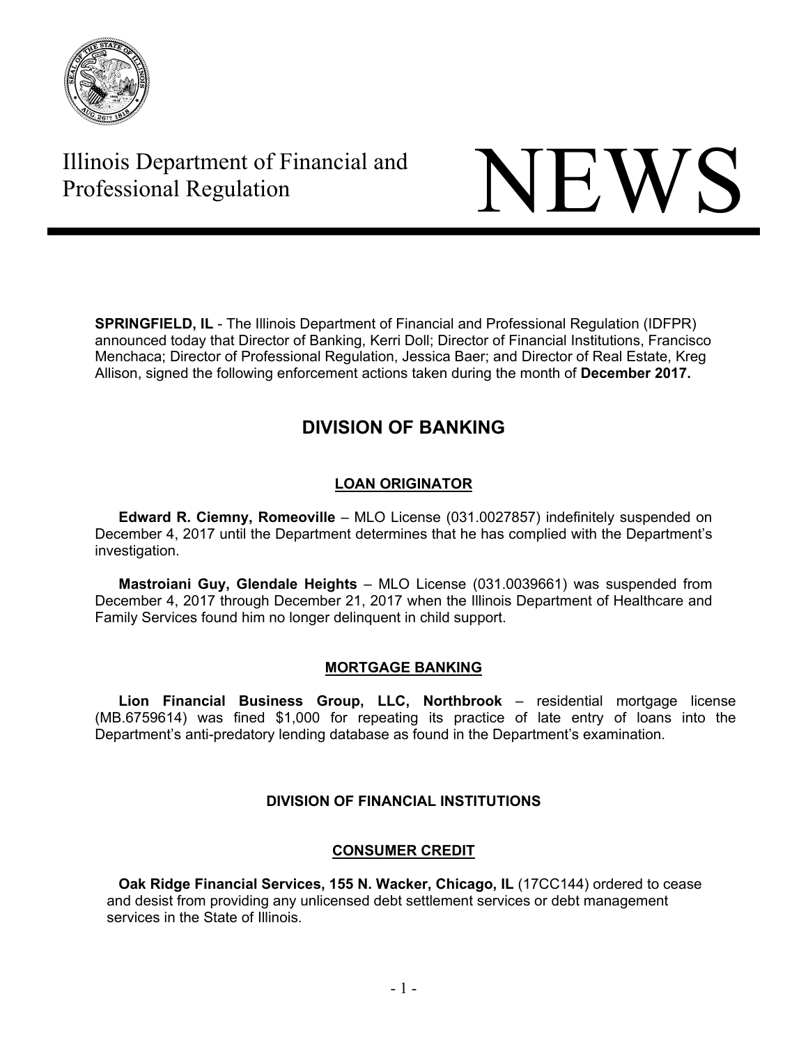Illinois Department of Financial and Professional Regulation

# NEWS

**SPRINGFIELD, IL** - The Illinois Department of Financial and Professional Regulation (IDFPR) announced today that Director of Banking, Kerri Doll; Director of Financial Institutions, Francisco Menchaca; Director of Professional Regulation, Jessica Baer; and Director of Real Estate, Kreg Allison, signed the following enforcement actions taken during the month of **December 2017.**

## DIVISION OF BANKING

### LOAN ORIGINATOR

**Edward R. Ciemny, Romeoville** – MLO License (031.0027857) indefinitely suspended on December 4, 2017 until the Department determines that he has complied with the Department's investigation.

**Mastroiani Guy, Glendale Heights** – MLO License (031.0039661) was suspended from December 4, 2017 through December 21, 2017 when the Illinois Department of Healthcare and Family Services found him no longer delinquent in child support.

### MORTGAGE BANKING

**Lion Financial Business Group, LLC, Northbrook** – residential mortgage license (MB.6759614) was fined $1,000 for repeating its practice of late entry of loans into the Department's anti-predatory lending database as found in the Department's examination.

## DIVISION OF FINANCIAL INSTITUTIONS

### CONSUMER CREDIT

**Oak Ridge Financial Services, 155 N. Wacker, Chicago, IL** (17CC144) ordered to cease and desist from providing any unlicensed debt settlement services or debt management services in the State of Illinois.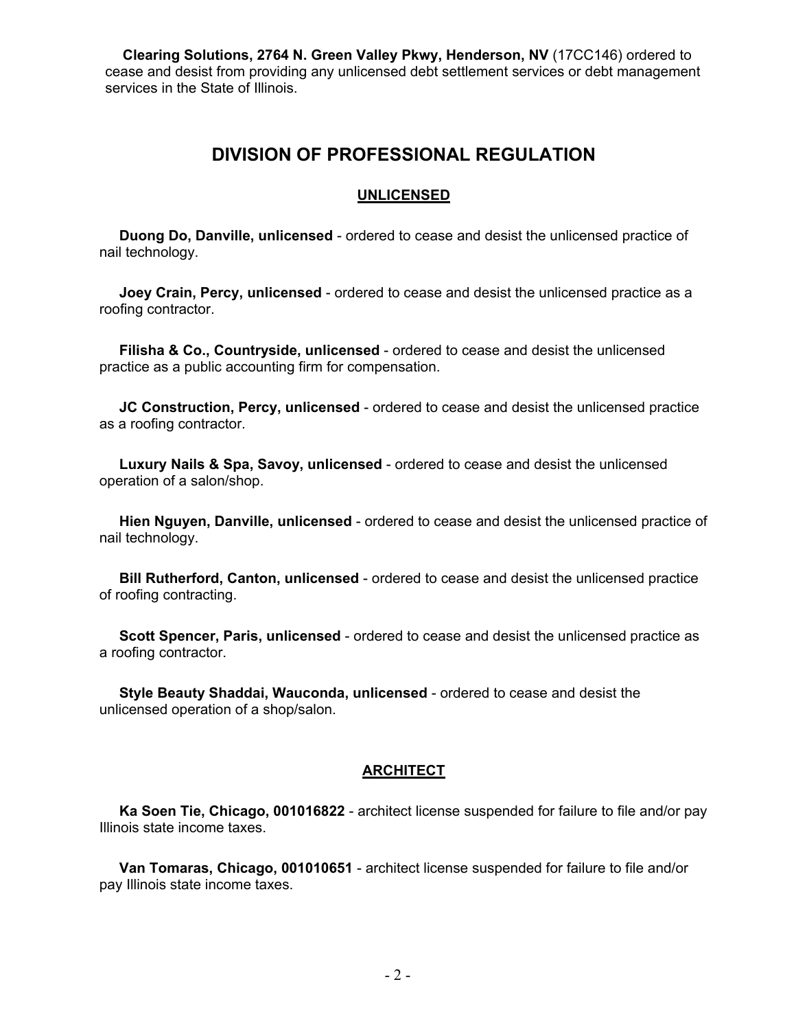**Clearing Solutions, 2764 N. Green Valley Pkwy, Henderson, NV** (17CC146) ordered to cease and desist from providing any unlicensed debt settlement services or debt management services in the State of Illinois.

## DIVISION OF PROFESSIONAL REGULATION

### UNLICENSED

**Duong Do, Danville, unlicensed** - ordered to cease and desist the unlicensed practice of nail technology.

**Joey Crain, Percy, unlicensed** - ordered to cease and desist the unlicensed practice as a roofing contractor.

**Filisha & Co., Countryside, unlicensed** - ordered to cease and desist the unlicensed practice as a public accounting firm for compensation.

**JC Construction, Percy, unlicensed** - ordered to cease and desist the unlicensed practice as a roofing contractor.

**Luxury Nails & Spa, Savoy, unlicensed** - ordered to cease and desist the unlicensed operation of a salon/shop.

**Hien Nguyen, Danville, unlicensed** - ordered to cease and desist the unlicensed practice of nail technology.

**Bill Rutherford, Canton, unlicensed** - ordered to cease and desist the unlicensed practice of roofing contracting.

**Scott Spencer, Paris, unlicensed** - ordered to cease and desist the unlicensed practice as a roofing contractor.

**Style Beauty Shaddai, Wauconda, unlicensed** - ordered to cease and desist the unlicensed operation of a shop/salon.

### ARCHITECT

**Ka Soen Tie, Chicago, 001016822** - architect license suspended for failure to file and/or pay Illinois state income taxes.

**Van Tomaras, Chicago, 001010651** - architect license suspended for failure to file and/or pay Illinois state income taxes.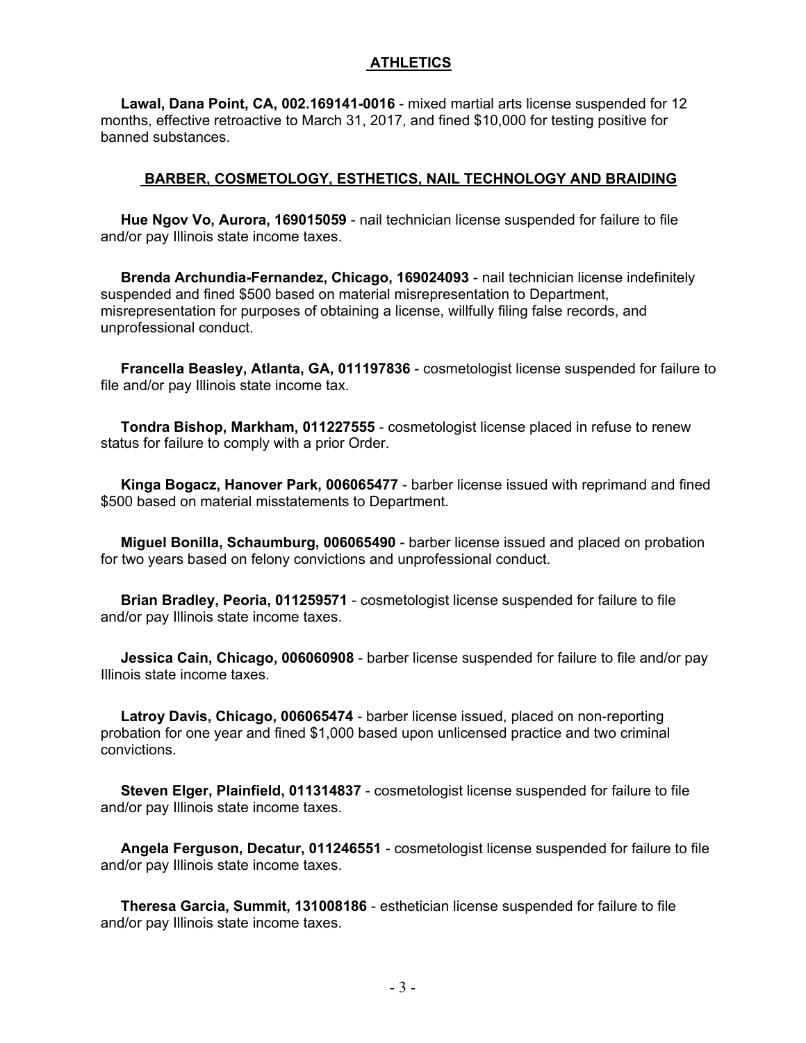## ATHLETICS

**Lawal, Dana Point, CA, 002.169141-0016** - mixed martial arts license suspended for 12 months, effective retroactive to March 31, 2017, and fined $10,000 for testing positive for banned substances.

## BARBER, COSMETOLOGY, ESTHETICS, NAIL TECHNOLOGY AND BRAIDING

**Hue Ngov Vo, Aurora, 169015059** - nail technician license suspended for failure to file and/or pay Illinois state income taxes.

**Brenda Archundia-Fernandez, Chicago, 169024093** - nail technician license indefinitely suspended and fined $500 based on material misrepresentation to Department, misrepresentation for purposes of obtaining a license, willfully filing false records, and unprofessional conduct.

**Francella Beasley, Atlanta, GA, 011197836** - cosmetologist license suspended for failure to file and/or pay Illinois state income tax.

**Tondra Bishop, Markham, 011227555** - cosmetologist license placed in refuse to renew status for failure to comply with a prior Order.

**Kinga Bogacz, Hanover Park, 006065477** - barber license issued with reprimand and fined $500 based on material misstatements to Department.

**Miguel Bonilla, Schaumburg, 006065490** - barber license issued and placed on probation for two years based on felony convictions and unprofessional conduct.

**Brian Bradley, Peoria, 011259571** - cosmetologist license suspended for failure to file and/or pay Illinois state income taxes.

**Jessica Cain, Chicago, 006060908** - barber license suspended for failure to file and/or pay Illinois state income taxes.

**Latroy Davis, Chicago, 006065474** - barber license issued, placed on non-reporting probation for one year and fined $1,000 based upon unlicensed practice and two criminal convictions.

**Steven Elger, Plainfield, 011314837** - cosmetologist license suspended for failure to file and/or pay Illinois state income taxes.

**Angela Ferguson, Decatur, 011246551** - cosmetologist license suspended for failure to file and/or pay Illinois state income taxes.

**Theresa Garcia, Summit, 131008186** - esthetician license suspended for failure to file and/or pay Illinois state income taxes.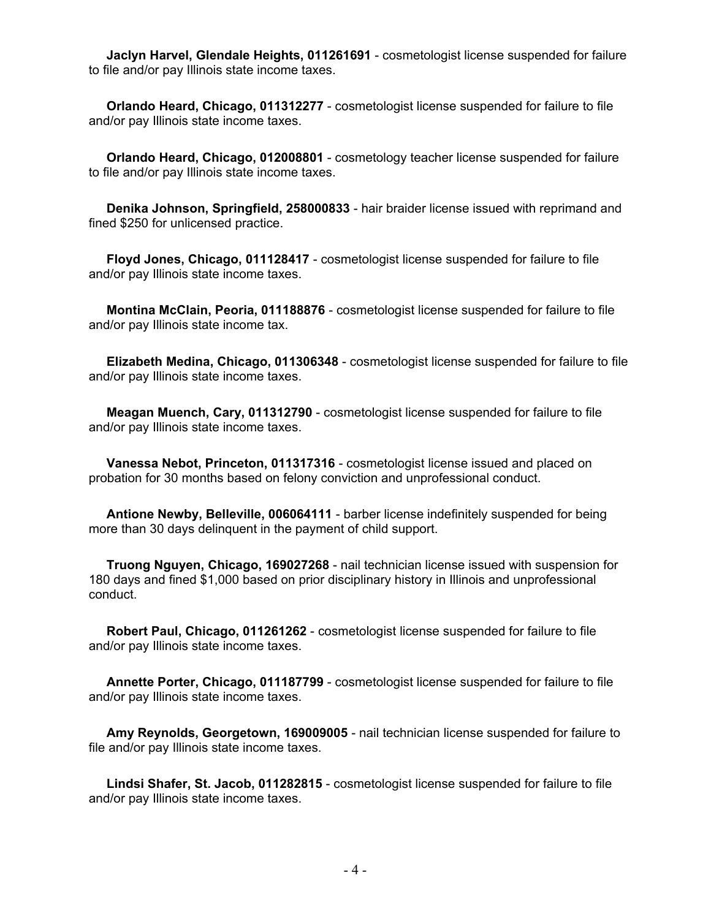**Jaclyn Harvel, Glendale Heights, 011261691** - cosmetologist license suspended for failure to file and/or pay Illinois state income taxes.

**Orlando Heard, Chicago, 011312277** - cosmetologist license suspended for failure to file and/or pay Illinois state income taxes.

**Orlando Heard, Chicago, 012008801** - cosmetology teacher license suspended for failure to file and/or pay Illinois state income taxes.

**Denika Johnson, Springfield, 258000833** - hair braider license issued with reprimand and fined $250 for unlicensed practice.

**Floyd Jones, Chicago, 011128417** - cosmetologist license suspended for failure to file and/or pay Illinois state income taxes.

**Montina McClain, Peoria, 011188876** - cosmetologist license suspended for failure to file and/or pay Illinois state income tax.

**Elizabeth Medina, Chicago, 011306348** - cosmetologist license suspended for failure to file and/or pay Illinois state income taxes.

**Meagan Muench, Cary, 011312790** - cosmetologist license suspended for failure to file and/or pay Illinois state income taxes.

**Vanessa Nebot, Princeton, 011317316** - cosmetologist license issued and placed on probation for 30 months based on felony conviction and unprofessional conduct.

**Antione Newby, Belleville, 006064111** - barber license indefinitely suspended for being more than 30 days delinquent in the payment of child support.

**Truong Nguyen, Chicago, 169027268** - nail technician license issued with suspension for 180 days and fined $1,000 based on prior disciplinary history in Illinois and unprofessional conduct.

**Robert Paul, Chicago, 011261262** - cosmetologist license suspended for failure to file and/or pay Illinois state income taxes.

**Annette Porter, Chicago, 011187799** - cosmetologist license suspended for failure to file and/or pay Illinois state income taxes.

**Amy Reynolds, Georgetown, 169009005** - nail technician license suspended for failure to file and/or pay Illinois state income taxes.

**Lindsi Shafer, St. Jacob, 011282815** - cosmetologist license suspended for failure to file and/or pay Illinois state income taxes.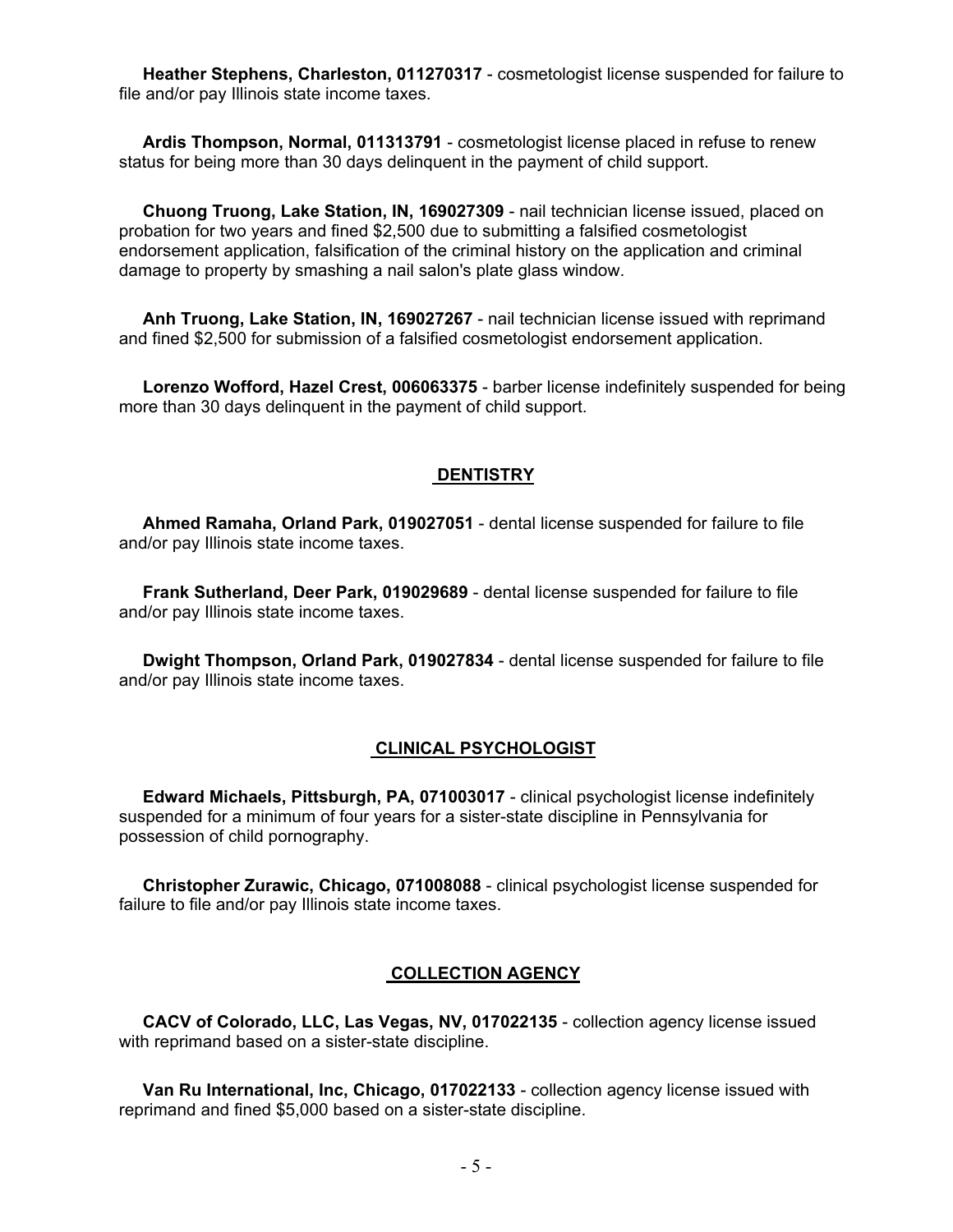**Heather Stephens, Charleston, 011270317** - cosmetologist license suspended for failure to file and/or pay Illinois state income taxes.

**Ardis Thompson, Normal, 011313791** - cosmetologist license placed in refuse to renew status for being more than 30 days delinquent in the payment of child support.

**Chuong Truong, Lake Station, IN, 169027309** - nail technician license issued, placed on probation for two years and fined $2,500 due to submitting a falsified cosmetologist endorsement application, falsification of the criminal history on the application and criminal damage to property by smashing a nail salon's plate glass window.

**Anh Truong, Lake Station, IN, 169027267** - nail technician license issued with reprimand and fined $2,500 for submission of a falsified cosmetologist endorsement application.

**Lorenzo Wofford, Hazel Crest, 006063375** - barber license indefinitely suspended for being more than 30 days delinquent in the payment of child support.

## DENTISTRY

**Ahmed Ramaha, Orland Park, 019027051** - dental license suspended for failure to file and/or pay Illinois state income taxes.

**Frank Sutherland, Deer Park, 019029689** - dental license suspended for failure to file and/or pay Illinois state income taxes.

**Dwight Thompson, Orland Park, 019027834** - dental license suspended for failure to file and/or pay Illinois state income taxes.

## CLINICAL PSYCHOLOGIST

**Edward Michaels, Pittsburgh, PA, 071003017** - clinical psychologist license indefinitely suspended for a minimum of four years for a sister-state discipline in Pennsylvania for possession of child pornography.

**Christopher Zurawic, Chicago, 071008088** - clinical psychologist license suspended for failure to file and/or pay Illinois state income taxes.

## COLLECTION AGENCY

**CACV of Colorado, LLC, Las Vegas, NV, 017022135** - collection agency license issued with reprimand based on a sister-state discipline.

**Van Ru International, Inc, Chicago, 017022133** - collection agency license issued with reprimand and fined $5,000 based on a sister-state discipline.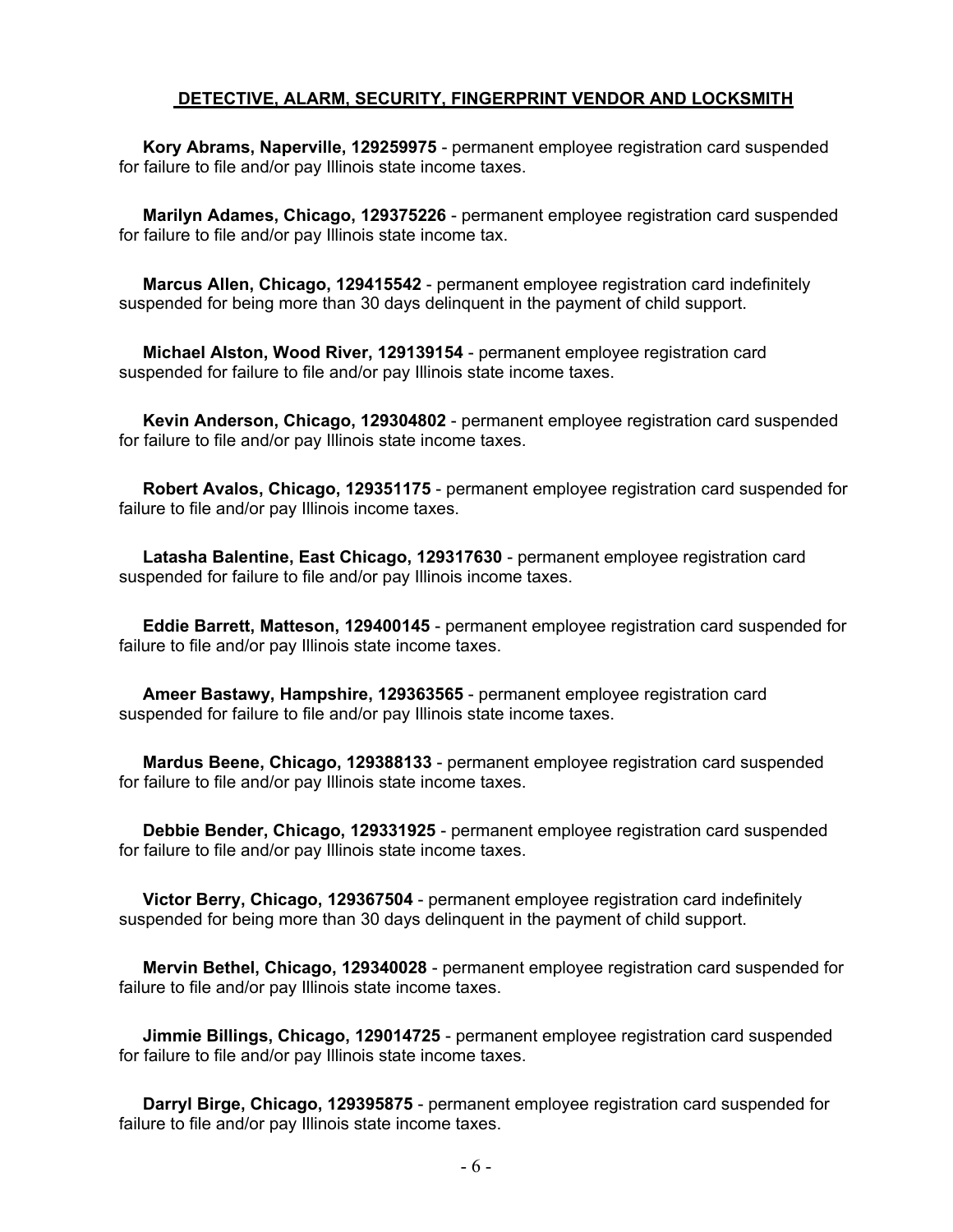## DETECTIVE, ALARM, SECURITY, FINGERPRINT VENDOR AND LOCKSMITH

**Kory Abrams, Naperville, 129259975** - permanent employee registration card suspended for failure to file and/or pay Illinois state income taxes.

**Marilyn Adames, Chicago, 129375226** - permanent employee registration card suspended for failure to file and/or pay Illinois state income tax.

**Marcus Allen, Chicago, 129415542** - permanent employee registration card indefinitely suspended for being more than 30 days delinquent in the payment of child support.

**Michael Alston, Wood River, 129139154** - permanent employee registration card suspended for failure to file and/or pay Illinois state income taxes.

**Kevin Anderson, Chicago, 129304802** - permanent employee registration card suspended for failure to file and/or pay Illinois state income taxes.

**Robert Avalos, Chicago, 129351175** - permanent employee registration card suspended for failure to file and/or pay Illinois income taxes.

**Latasha Balentine, East Chicago, 129317630** - permanent employee registration card suspended for failure to file and/or pay Illinois income taxes.

**Eddie Barrett, Matteson, 129400145** - permanent employee registration card suspended for failure to file and/or pay Illinois state income taxes.

**Ameer Bastawy, Hampshire, 129363565** - permanent employee registration card suspended for failure to file and/or pay Illinois state income taxes.

**Mardus Beene, Chicago, 129388133** - permanent employee registration card suspended for failure to file and/or pay Illinois state income taxes.

**Debbie Bender, Chicago, 129331925** - permanent employee registration card suspended for failure to file and/or pay Illinois state income taxes.

**Victor Berry, Chicago, 129367504** - permanent employee registration card indefinitely suspended for being more than 30 days delinquent in the payment of child support.

**Mervin Bethel, Chicago, 129340028** - permanent employee registration card suspended for failure to file and/or pay Illinois state income taxes.

**Jimmie Billings, Chicago, 129014725** - permanent employee registration card suspended for failure to file and/or pay Illinois state income taxes.

**Darryl Birge, Chicago, 129395875** - permanent employee registration card suspended for failure to file and/or pay Illinois state income taxes.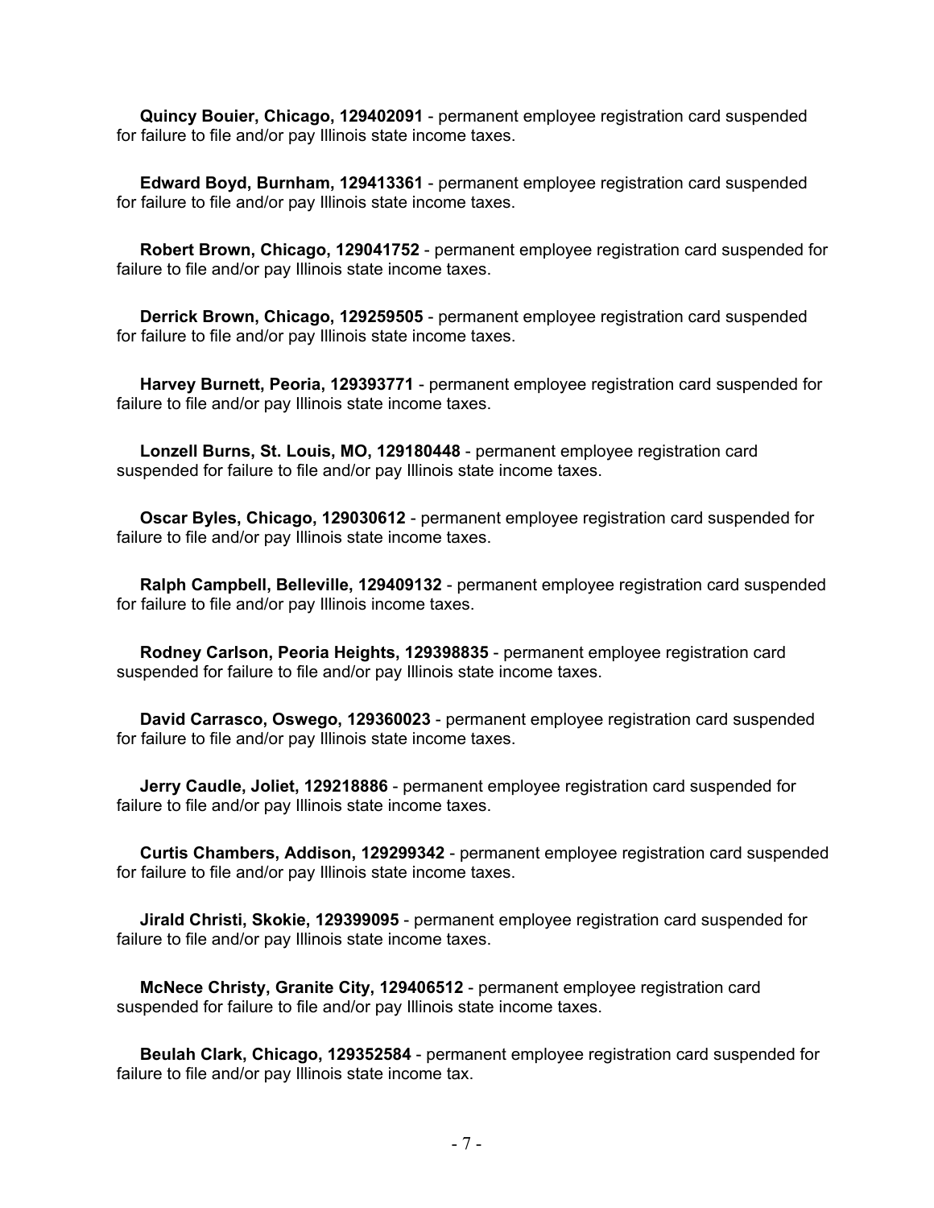**Quincy Bouier, Chicago, 129402091** - permanent employee registration card suspended for failure to file and/or pay Illinois state income taxes.

**Edward Boyd, Burnham, 129413361** - permanent employee registration card suspended for failure to file and/or pay Illinois state income taxes.

**Robert Brown, Chicago, 129041752** - permanent employee registration card suspended for failure to file and/or pay Illinois state income taxes.

**Derrick Brown, Chicago, 129259505** - permanent employee registration card suspended for failure to file and/or pay Illinois state income taxes.

**Harvey Burnett, Peoria, 129393771** - permanent employee registration card suspended for failure to file and/or pay Illinois state income taxes.

**Lonzell Burns, St. Louis, MO, 129180448** - permanent employee registration card suspended for failure to file and/or pay Illinois state income taxes.

**Oscar Byles, Chicago, 129030612** - permanent employee registration card suspended for failure to file and/or pay Illinois state income taxes.

**Ralph Campbell, Belleville, 129409132** - permanent employee registration card suspended for failure to file and/or pay Illinois income taxes.

**Rodney Carlson, Peoria Heights, 129398835** - permanent employee registration card suspended for failure to file and/or pay Illinois state income taxes.

**David Carrasco, Oswego, 129360023** - permanent employee registration card suspended for failure to file and/or pay Illinois state income taxes.

**Jerry Caudle, Joliet, 129218886** - permanent employee registration card suspended for failure to file and/or pay Illinois state income taxes.

**Curtis Chambers, Addison, 129299342** - permanent employee registration card suspended for failure to file and/or pay Illinois state income taxes.

**Jirald Christi, Skokie, 129399095** - permanent employee registration card suspended for failure to file and/or pay Illinois state income taxes.

**McNece Christy, Granite City, 129406512** - permanent employee registration card suspended for failure to file and/or pay Illinois state income taxes.

**Beulah Clark, Chicago, 129352584** - permanent employee registration card suspended for failure to file and/or pay Illinois state income tax.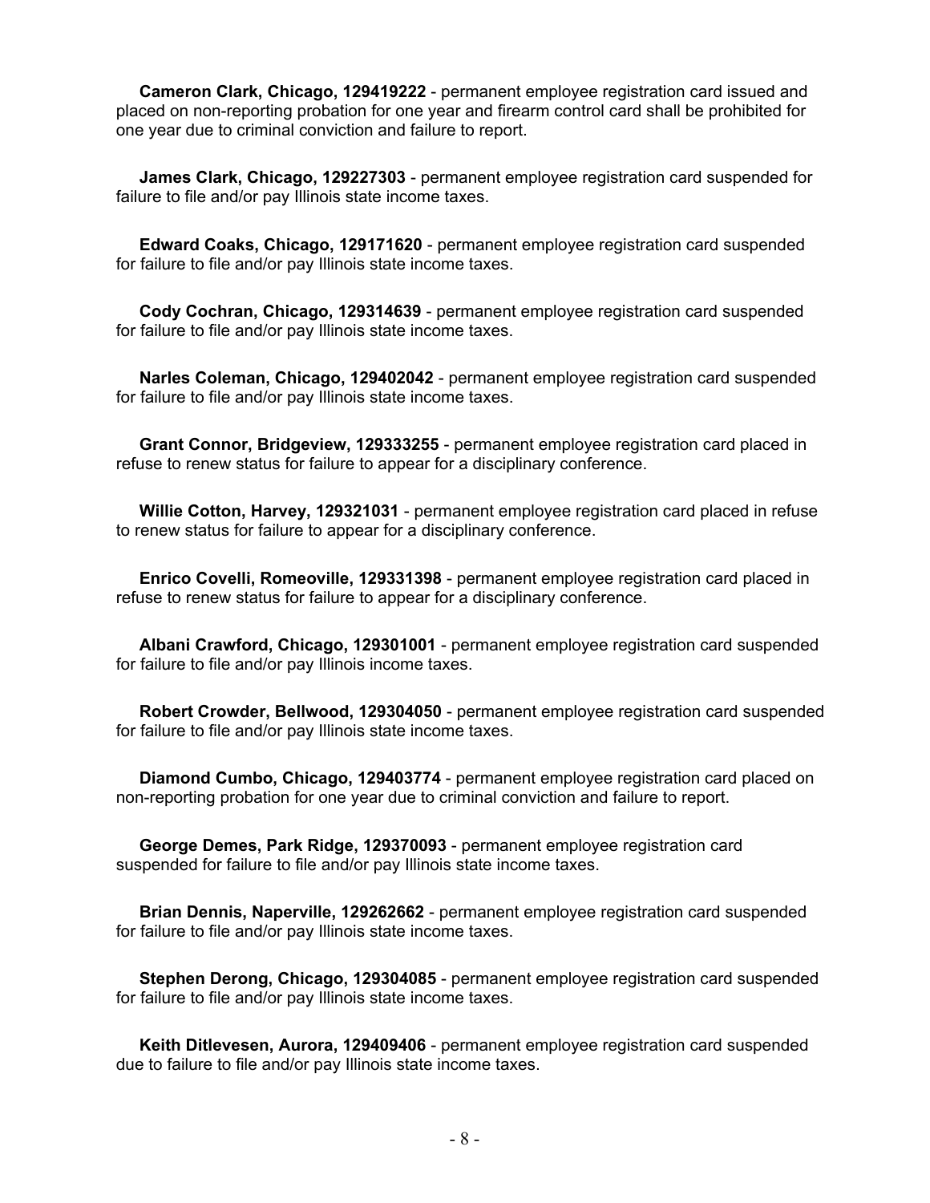**Cameron Clark, Chicago, 129419222** - permanent employee registration card issued and placed on non-reporting probation for one year and firearm control card shall be prohibited for one year due to criminal conviction and failure to report.

**James Clark, Chicago, 129227303** - permanent employee registration card suspended for failure to file and/or pay Illinois state income taxes.

**Edward Coaks, Chicago, 129171620** - permanent employee registration card suspended for failure to file and/or pay Illinois state income taxes.

**Cody Cochran, Chicago, 129314639** - permanent employee registration card suspended for failure to file and/or pay Illinois state income taxes.

**Narles Coleman, Chicago, 129402042** - permanent employee registration card suspended for failure to file and/or pay Illinois state income taxes.

**Grant Connor, Bridgeview, 129333255** - permanent employee registration card placed in refuse to renew status for failure to appear for a disciplinary conference.

**Willie Cotton, Harvey, 129321031** - permanent employee registration card placed in refuse to renew status for failure to appear for a disciplinary conference.

**Enrico Covelli, Romeoville, 129331398** - permanent employee registration card placed in refuse to renew status for failure to appear for a disciplinary conference.

**Albani Crawford, Chicago, 129301001** - permanent employee registration card suspended for failure to file and/or pay Illinois income taxes.

**Robert Crowder, Bellwood, 129304050** - permanent employee registration card suspended for failure to file and/or pay Illinois state income taxes.

**Diamond Cumbo, Chicago, 129403774** - permanent employee registration card placed on non-reporting probation for one year due to criminal conviction and failure to report.

**George Demes, Park Ridge, 129370093** - permanent employee registration card suspended for failure to file and/or pay Illinois state income taxes.

**Brian Dennis, Naperville, 129262662** - permanent employee registration card suspended for failure to file and/or pay Illinois state income taxes.

**Stephen Derong, Chicago, 129304085** - permanent employee registration card suspended for failure to file and/or pay Illinois state income taxes.

**Keith Ditlevesen, Aurora, 129409406** - permanent employee registration card suspended due to failure to file and/or pay Illinois state income taxes.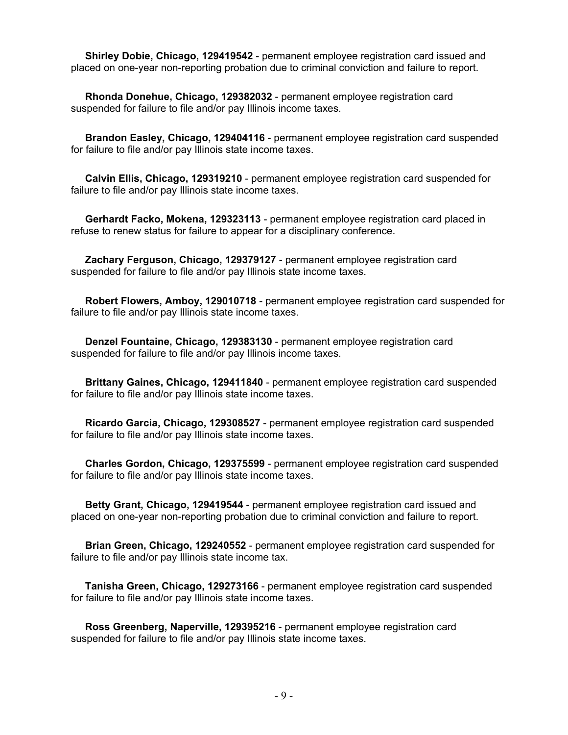**Shirley Dobie, Chicago, 129419542** - permanent employee registration card issued and placed on one-year non-reporting probation due to criminal conviction and failure to report.

**Rhonda Donehue, Chicago, 129382032** - permanent employee registration card suspended for failure to file and/or pay Illinois income taxes.

**Brandon Easley, Chicago, 129404116** - permanent employee registration card suspended for failure to file and/or pay Illinois state income taxes.

**Calvin Ellis, Chicago, 129319210** - permanent employee registration card suspended for failure to file and/or pay Illinois state income taxes.

**Gerhardt Facko, Mokena, 129323113** - permanent employee registration card placed in refuse to renew status for failure to appear for a disciplinary conference.

**Zachary Ferguson, Chicago, 129379127** - permanent employee registration card suspended for failure to file and/or pay Illinois state income taxes.

**Robert Flowers, Amboy, 129010718** - permanent employee registration card suspended for failure to file and/or pay Illinois state income taxes.

**Denzel Fountaine, Chicago, 129383130** - permanent employee registration card suspended for failure to file and/or pay Illinois income taxes.

**Brittany Gaines, Chicago, 129411840** - permanent employee registration card suspended for failure to file and/or pay Illinois state income taxes.

**Ricardo Garcia, Chicago, 129308527** - permanent employee registration card suspended for failure to file and/or pay Illinois state income taxes.

**Charles Gordon, Chicago, 129375599** - permanent employee registration card suspended for failure to file and/or pay Illinois state income taxes.

**Betty Grant, Chicago, 129419544** - permanent employee registration card issued and placed on one-year non-reporting probation due to criminal conviction and failure to report.

**Brian Green, Chicago, 129240552** - permanent employee registration card suspended for failure to file and/or pay Illinois state income tax.

**Tanisha Green, Chicago, 129273166** - permanent employee registration card suspended for failure to file and/or pay Illinois state income taxes.

**Ross Greenberg, Naperville, 129395216** - permanent employee registration card suspended for failure to file and/or pay Illinois state income taxes.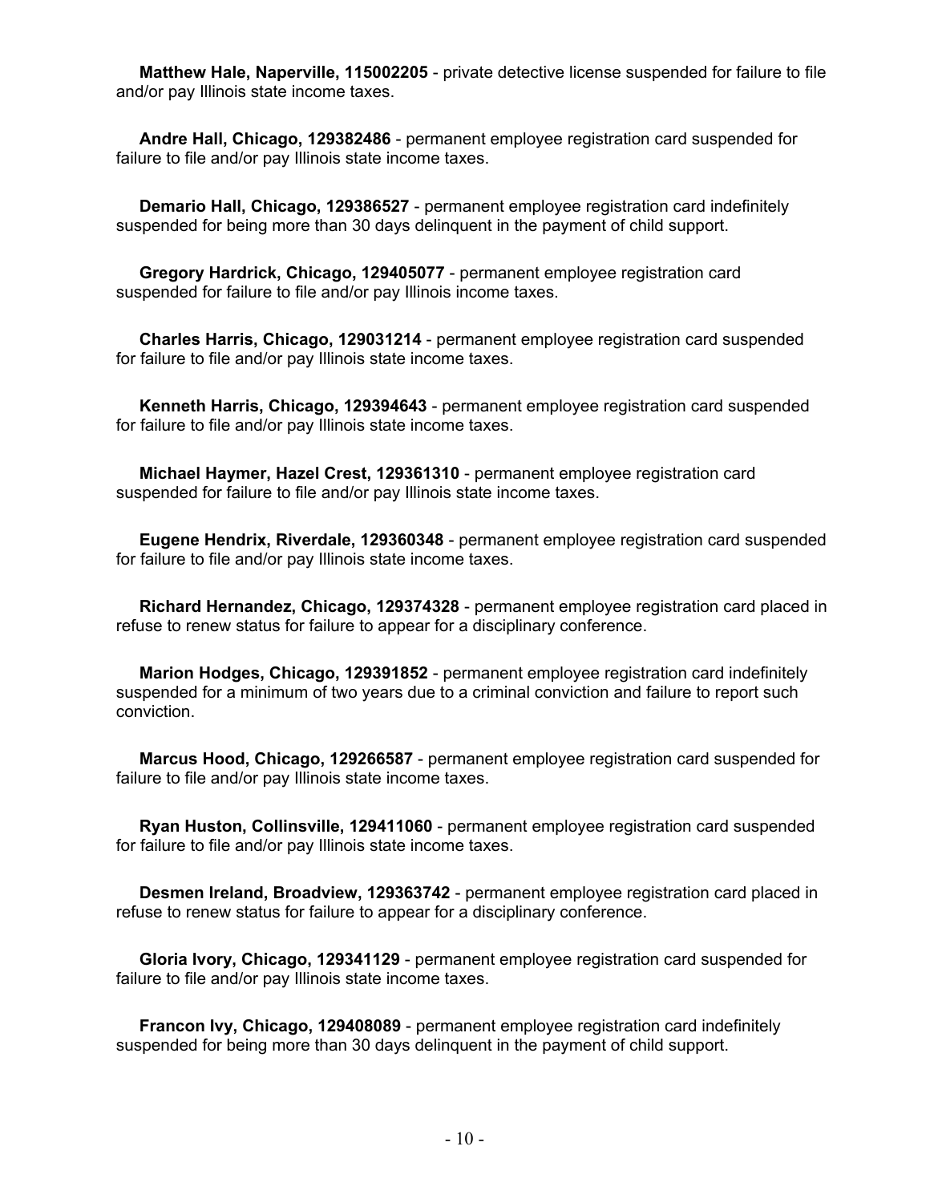**Matthew Hale, Naperville, 115002205** - private detective license suspended for failure to file and/or pay Illinois state income taxes.

**Andre Hall, Chicago, 129382486** - permanent employee registration card suspended for failure to file and/or pay Illinois state income taxes.

**Demario Hall, Chicago, 129386527** - permanent employee registration card indefinitely suspended for being more than 30 days delinquent in the payment of child support.

**Gregory Hardrick, Chicago, 129405077** - permanent employee registration card suspended for failure to file and/or pay Illinois income taxes.

**Charles Harris, Chicago, 129031214** - permanent employee registration card suspended for failure to file and/or pay Illinois state income taxes.

**Kenneth Harris, Chicago, 129394643** - permanent employee registration card suspended for failure to file and/or pay Illinois state income taxes.

**Michael Haymer, Hazel Crest, 129361310** - permanent employee registration card suspended for failure to file and/or pay Illinois state income taxes.

**Eugene Hendrix, Riverdale, 129360348** - permanent employee registration card suspended for failure to file and/or pay Illinois state income taxes.

**Richard Hernandez, Chicago, 129374328** - permanent employee registration card placed in refuse to renew status for failure to appear for a disciplinary conference.

**Marion Hodges, Chicago, 129391852** - permanent employee registration card indefinitely suspended for a minimum of two years due to a criminal conviction and failure to report such conviction.

**Marcus Hood, Chicago, 129266587** - permanent employee registration card suspended for failure to file and/or pay Illinois state income taxes.

**Ryan Huston, Collinsville, 129411060** - permanent employee registration card suspended for failure to file and/or pay Illinois state income taxes.

**Desmen Ireland, Broadview, 129363742** - permanent employee registration card placed in refuse to renew status for failure to appear for a disciplinary conference.

**Gloria Ivory, Chicago, 129341129** - permanent employee registration card suspended for failure to file and/or pay Illinois state income taxes.

**Francon Ivy, Chicago, 129408089** - permanent employee registration card indefinitely suspended for being more than 30 days delinquent in the payment of child support.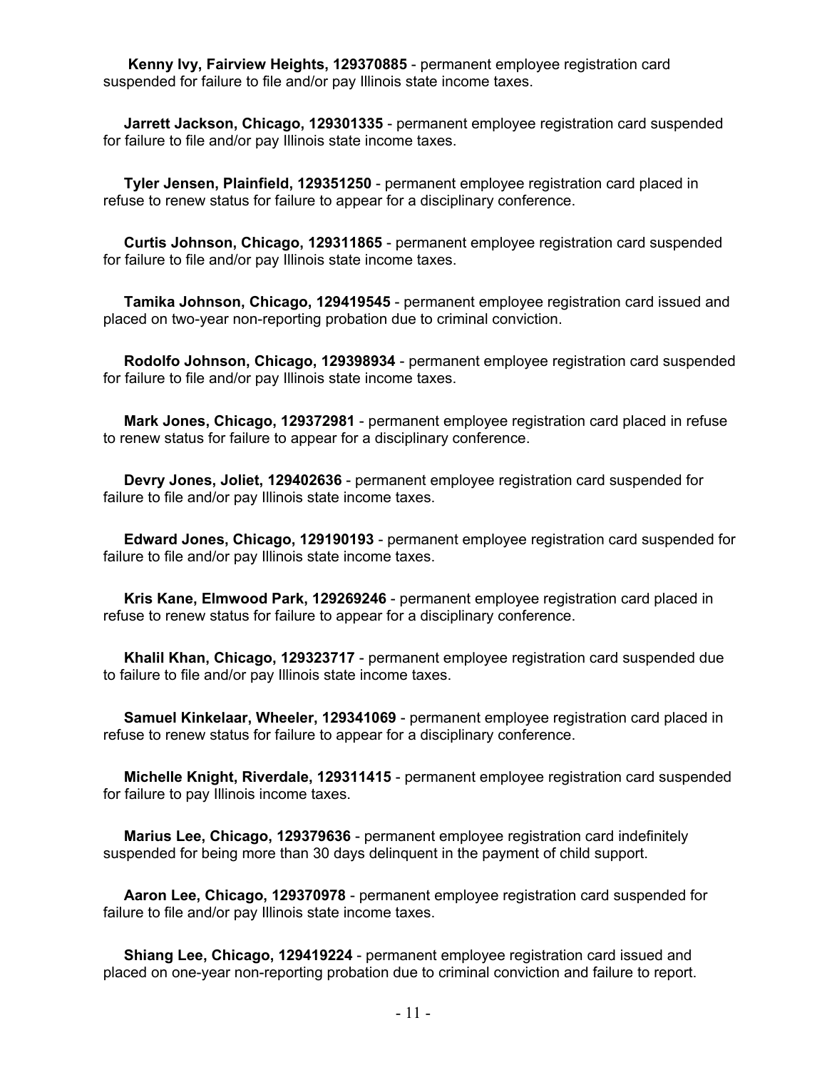**Kenny Ivy, Fairview Heights, 129370885** - permanent employee registration card suspended for failure to file and/or pay Illinois state income taxes.

**Jarrett Jackson, Chicago, 129301335** - permanent employee registration card suspended for failure to file and/or pay Illinois state income taxes.

**Tyler Jensen, Plainfield, 129351250** - permanent employee registration card placed in refuse to renew status for failure to appear for a disciplinary conference.

**Curtis Johnson, Chicago, 129311865** - permanent employee registration card suspended for failure to file and/or pay Illinois state income taxes.

**Tamika Johnson, Chicago, 129419545** - permanent employee registration card issued and placed on two-year non-reporting probation due to criminal conviction.

**Rodolfo Johnson, Chicago, 129398934** - permanent employee registration card suspended for failure to file and/or pay Illinois state income taxes.

**Mark Jones, Chicago, 129372981** - permanent employee registration card placed in refuse to renew status for failure to appear for a disciplinary conference.

**Devry Jones, Joliet, 129402636** - permanent employee registration card suspended for failure to file and/or pay Illinois state income taxes.

**Edward Jones, Chicago, 129190193** - permanent employee registration card suspended for failure to file and/or pay Illinois state income taxes.

**Kris Kane, Elmwood Park, 129269246** - permanent employee registration card placed in refuse to renew status for failure to appear for a disciplinary conference.

**Khalil Khan, Chicago, 129323717** - permanent employee registration card suspended due to failure to file and/or pay Illinois state income taxes.

**Samuel Kinkelaar, Wheeler, 129341069** - permanent employee registration card placed in refuse to renew status for failure to appear for a disciplinary conference.

**Michelle Knight, Riverdale, 129311415** - permanent employee registration card suspended for failure to pay Illinois income taxes.

**Marius Lee, Chicago, 129379636** - permanent employee registration card indefinitely suspended for being more than 30 days delinquent in the payment of child support.

**Aaron Lee, Chicago, 129370978** - permanent employee registration card suspended for failure to file and/or pay Illinois state income taxes.

**Shiang Lee, Chicago, 129419224** - permanent employee registration card issued and placed on one-year non-reporting probation due to criminal conviction and failure to report.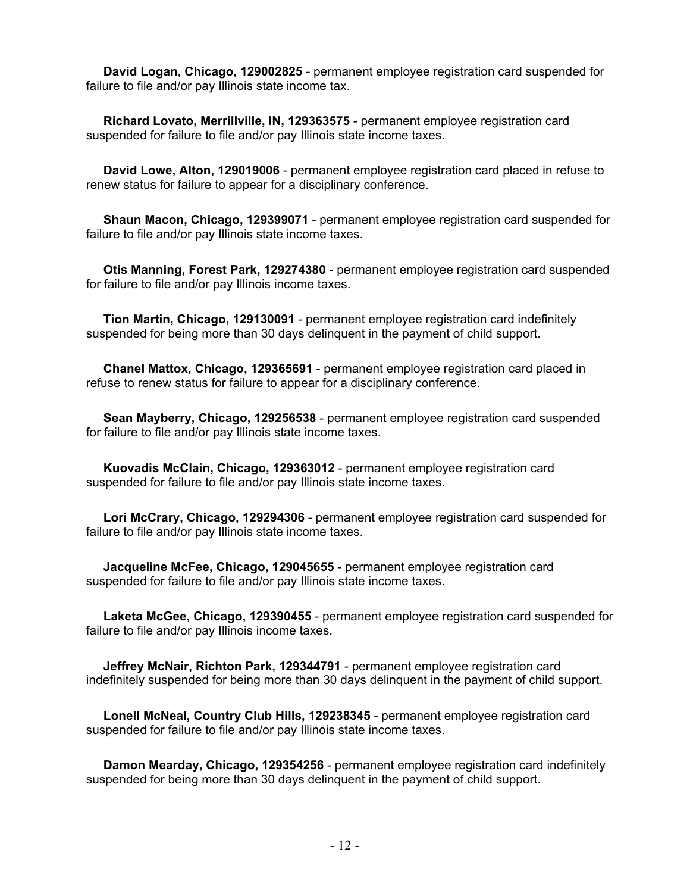**David Logan, Chicago, 129002825** - permanent employee registration card suspended for failure to file and/or pay Illinois state income tax.

**Richard Lovato, Merrillville, IN, 129363575** - permanent employee registration card suspended for failure to file and/or pay Illinois state income taxes.

**David Lowe, Alton, 129019006** - permanent employee registration card placed in refuse to renew status for failure to appear for a disciplinary conference.

**Shaun Macon, Chicago, 129399071** - permanent employee registration card suspended for failure to file and/or pay Illinois state income taxes.

**Otis Manning, Forest Park, 129274380** - permanent employee registration card suspended for failure to file and/or pay Illinois income taxes.

**Tion Martin, Chicago, 129130091** - permanent employee registration card indefinitely suspended for being more than 30 days delinquent in the payment of child support.

**Chanel Mattox, Chicago, 129365691** - permanent employee registration card placed in refuse to renew status for failure to appear for a disciplinary conference.

**Sean Mayberry, Chicago, 129256538** - permanent employee registration card suspended for failure to file and/or pay Illinois state income taxes.

**Kuovadis McClain, Chicago, 129363012** - permanent employee registration card suspended for failure to file and/or pay Illinois state income taxes.

**Lori McCrary, Chicago, 129294306** - permanent employee registration card suspended for failure to file and/or pay Illinois state income taxes.

**Jacqueline McFee, Chicago, 129045655** - permanent employee registration card suspended for failure to file and/or pay Illinois state income taxes.

**Laketa McGee, Chicago, 129390455** - permanent employee registration card suspended for failure to file and/or pay Illinois income taxes.

**Jeffrey McNair, Richton Park, 129344791** - permanent employee registration card indefinitely suspended for being more than 30 days delinquent in the payment of child support.

**Lonell McNeal, Country Club Hills, 129238345** - permanent employee registration card suspended for failure to file and/or pay Illinois state income taxes.

**Damon Mearday, Chicago, 129354256** - permanent employee registration card indefinitely suspended for being more than 30 days delinquent in the payment of child support.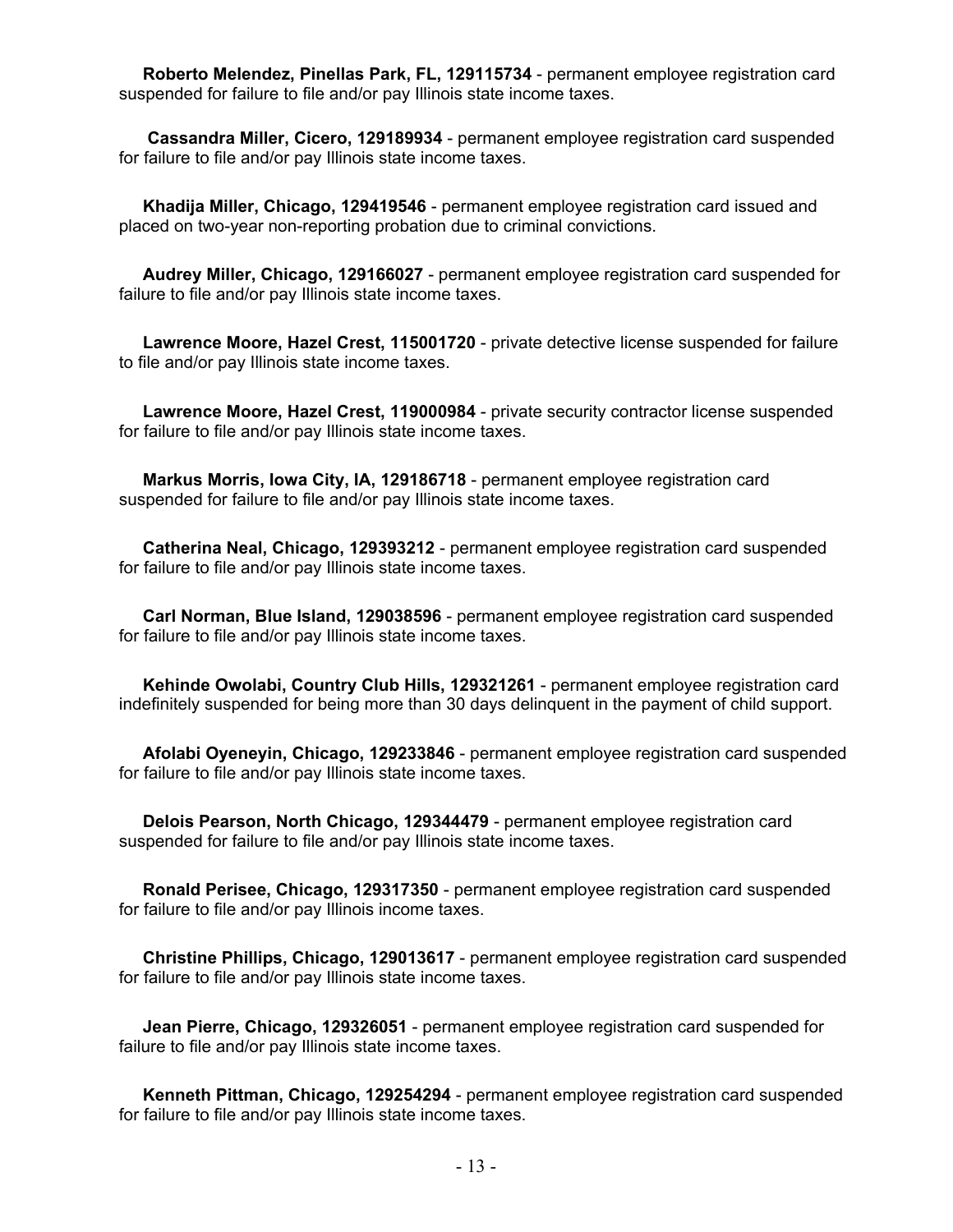**Roberto Melendez, Pinellas Park, FL, 129115734** - permanent employee registration card suspended for failure to file and/or pay Illinois state income taxes.

**Cassandra Miller, Cicero, 129189934** - permanent employee registration card suspended for failure to file and/or pay Illinois state income taxes.

**Khadija Miller, Chicago, 129419546** - permanent employee registration card issued and placed on two-year non-reporting probation due to criminal convictions.

**Audrey Miller, Chicago, 129166027** - permanent employee registration card suspended for failure to file and/or pay Illinois state income taxes.

**Lawrence Moore, Hazel Crest, 115001720** - private detective license suspended for failure to file and/or pay Illinois state income taxes.

**Lawrence Moore, Hazel Crest, 119000984** - private security contractor license suspended for failure to file and/or pay Illinois state income taxes.

**Markus Morris, Iowa City, IA, 129186718** - permanent employee registration card suspended for failure to file and/or pay Illinois state income taxes.

**Catherina Neal, Chicago, 129393212** - permanent employee registration card suspended for failure to file and/or pay Illinois state income taxes.

**Carl Norman, Blue Island, 129038596** - permanent employee registration card suspended for failure to file and/or pay Illinois state income taxes.

**Kehinde Owolabi, Country Club Hills, 129321261** - permanent employee registration card indefinitely suspended for being more than 30 days delinquent in the payment of child support.

**Afolabi Oyeneyin, Chicago, 129233846** - permanent employee registration card suspended for failure to file and/or pay Illinois state income taxes.

**Delois Pearson, North Chicago, 129344479** - permanent employee registration card suspended for failure to file and/or pay Illinois state income taxes.

**Ronald Perisee, Chicago, 129317350** - permanent employee registration card suspended for failure to file and/or pay Illinois income taxes.

**Christine Phillips, Chicago, 129013617** - permanent employee registration card suspended for failure to file and/or pay Illinois state income taxes.

**Jean Pierre, Chicago, 129326051** - permanent employee registration card suspended for failure to file and/or pay Illinois state income taxes.

**Kenneth Pittman, Chicago, 129254294** - permanent employee registration card suspended for failure to file and/or pay Illinois state income taxes.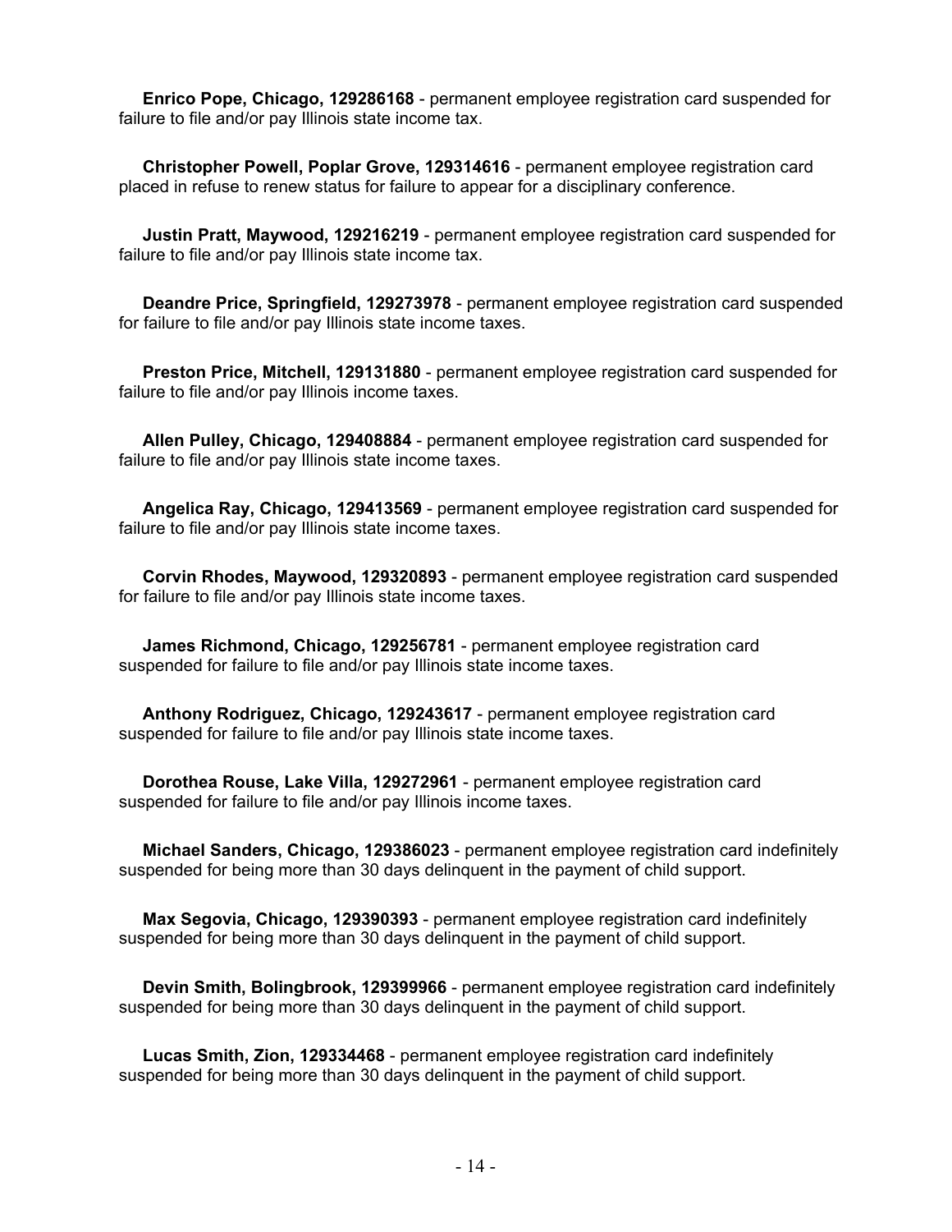**Enrico Pope, Chicago, 129286168** - permanent employee registration card suspended for failure to file and/or pay Illinois state income tax.

**Christopher Powell, Poplar Grove, 129314616** - permanent employee registration card placed in refuse to renew status for failure to appear for a disciplinary conference.

**Justin Pratt, Maywood, 129216219** - permanent employee registration card suspended for failure to file and/or pay Illinois state income tax.

**Deandre Price, Springfield, 129273978** - permanent employee registration card suspended for failure to file and/or pay Illinois state income taxes.

**Preston Price, Mitchell, 129131880** - permanent employee registration card suspended for failure to file and/or pay Illinois income taxes.

**Allen Pulley, Chicago, 129408884** - permanent employee registration card suspended for failure to file and/or pay Illinois state income taxes.

**Angelica Ray, Chicago, 129413569** - permanent employee registration card suspended for failure to file and/or pay Illinois state income taxes.

**Corvin Rhodes, Maywood, 129320893** - permanent employee registration card suspended for failure to file and/or pay Illinois state income taxes.

**James Richmond, Chicago, 129256781** - permanent employee registration card suspended for failure to file and/or pay Illinois state income taxes.

**Anthony Rodriguez, Chicago, 129243617** - permanent employee registration card suspended for failure to file and/or pay Illinois state income taxes.

**Dorothea Rouse, Lake Villa, 129272961** - permanent employee registration card suspended for failure to file and/or pay Illinois income taxes.

**Michael Sanders, Chicago, 129386023** - permanent employee registration card indefinitely suspended for being more than 30 days delinquent in the payment of child support.

**Max Segovia, Chicago, 129390393** - permanent employee registration card indefinitely suspended for being more than 30 days delinquent in the payment of child support.

**Devin Smith, Bolingbrook, 129399966** - permanent employee registration card indefinitely suspended for being more than 30 days delinquent in the payment of child support.

**Lucas Smith, Zion, 129334468** - permanent employee registration card indefinitely suspended for being more than 30 days delinquent in the payment of child support.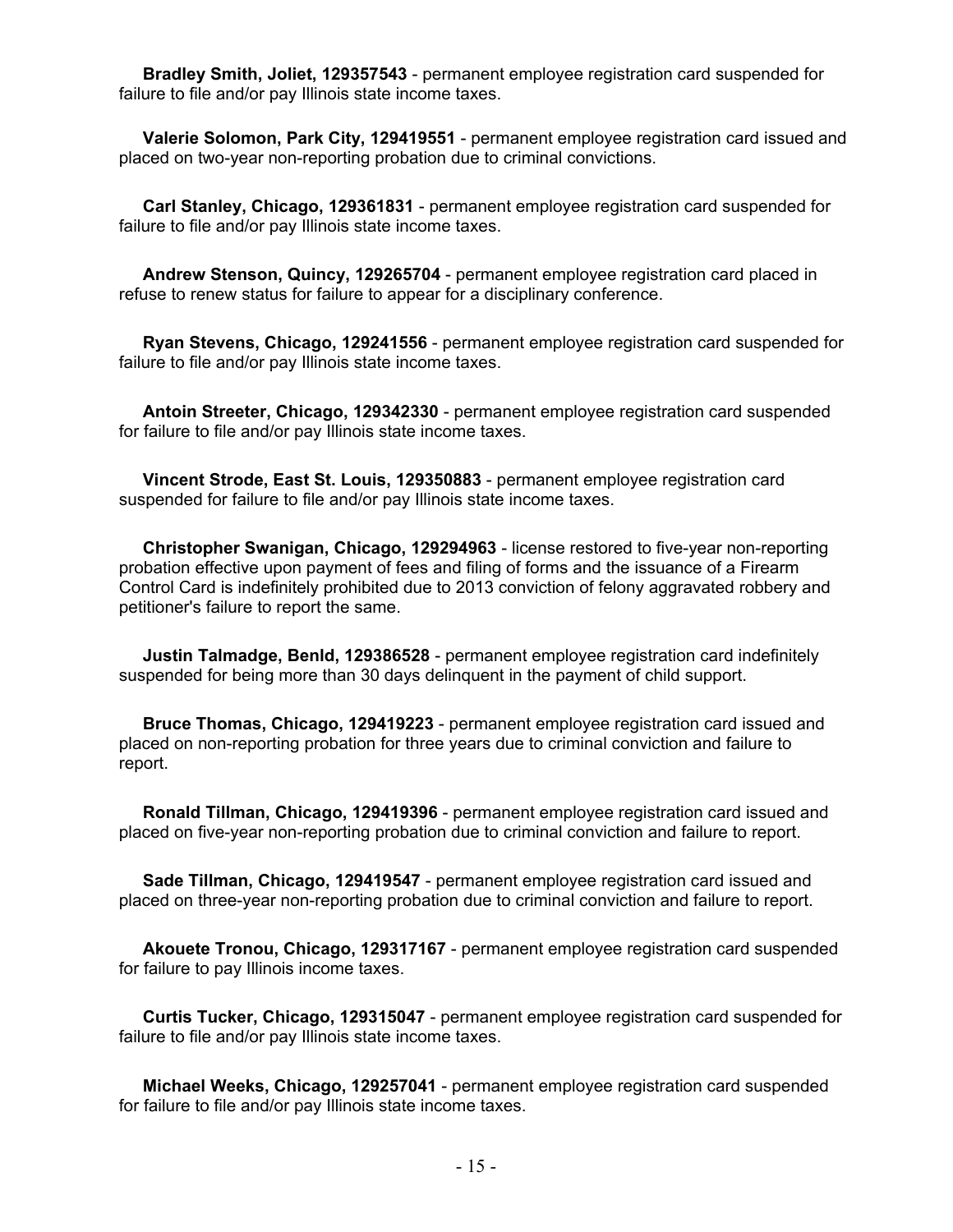**Bradley Smith, Joliet, 129357543** - permanent employee registration card suspended for failure to file and/or pay Illinois state income taxes.

**Valerie Solomon, Park City, 129419551** - permanent employee registration card issued and placed on two-year non-reporting probation due to criminal convictions.

**Carl Stanley, Chicago, 129361831** - permanent employee registration card suspended for failure to file and/or pay Illinois state income taxes.

**Andrew Stenson, Quincy, 129265704** - permanent employee registration card placed in refuse to renew status for failure to appear for a disciplinary conference.

**Ryan Stevens, Chicago, 129241556** - permanent employee registration card suspended for failure to file and/or pay Illinois state income taxes.

**Antoin Streeter, Chicago, 129342330** - permanent employee registration card suspended for failure to file and/or pay Illinois state income taxes.

**Vincent Strode, East St. Louis, 129350883** - permanent employee registration card suspended for failure to file and/or pay Illinois state income taxes.

**Christopher Swanigan, Chicago, 129294963** - license restored to five-year non-reporting probation effective upon payment of fees and filing of forms and the issuance of a Firearm Control Card is indefinitely prohibited due to 2013 conviction of felony aggravated robbery and petitioner's failure to report the same.

**Justin Talmadge, Benld, 129386528** - permanent employee registration card indefinitely suspended for being more than 30 days delinquent in the payment of child support.

**Bruce Thomas, Chicago, 129419223** - permanent employee registration card issued and placed on non-reporting probation for three years due to criminal conviction and failure to report.

**Ronald Tillman, Chicago, 129419396** - permanent employee registration card issued and placed on five-year non-reporting probation due to criminal conviction and failure to report.

**Sade Tillman, Chicago, 129419547** - permanent employee registration card issued and placed on three-year non-reporting probation due to criminal conviction and failure to report.

**Akouete Tronou, Chicago, 129317167** - permanent employee registration card suspended for failure to pay Illinois income taxes.

**Curtis Tucker, Chicago, 129315047** - permanent employee registration card suspended for failure to file and/or pay Illinois state income taxes.

**Michael Weeks, Chicago, 129257041** - permanent employee registration card suspended for failure to file and/or pay Illinois state income taxes.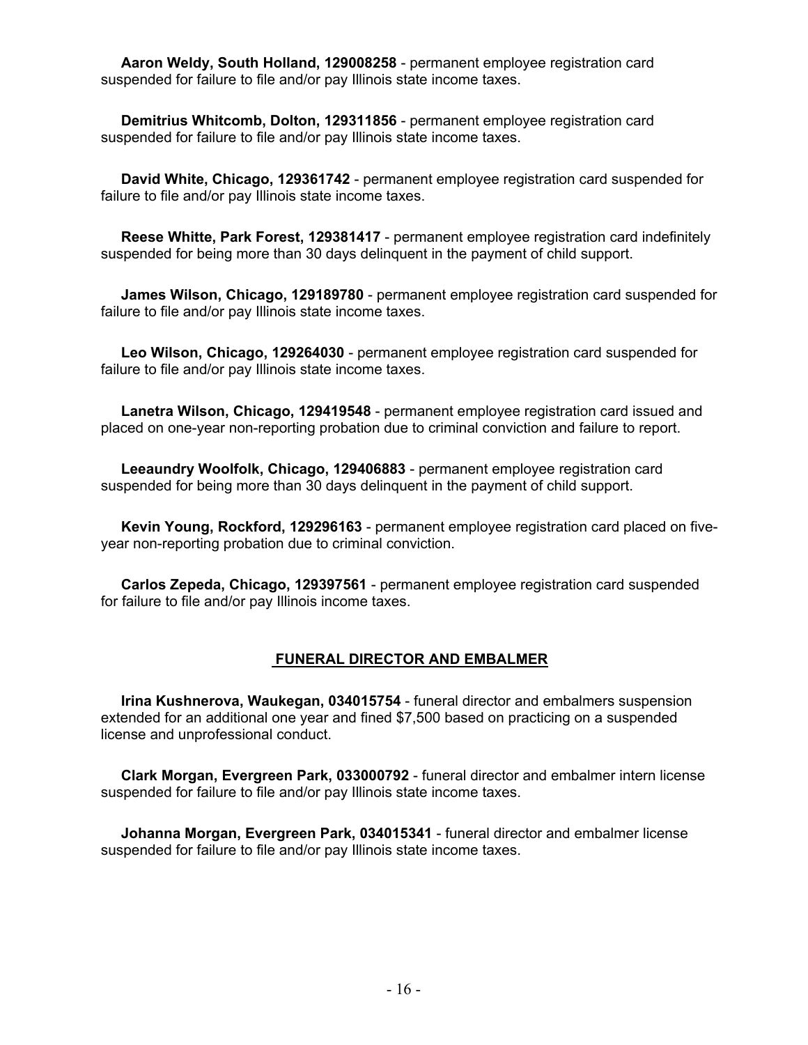**Aaron Weldy, South Holland, 129008258** - permanent employee registration card suspended for failure to file and/or pay Illinois state income taxes.

**Demitrius Whitcomb, Dolton, 129311856** - permanent employee registration card suspended for failure to file and/or pay Illinois state income taxes.

**David White, Chicago, 129361742** - permanent employee registration card suspended for failure to file and/or pay Illinois state income taxes.

**Reese Whitte, Park Forest, 129381417** - permanent employee registration card indefinitely suspended for being more than 30 days delinquent in the payment of child support.

**James Wilson, Chicago, 129189780** - permanent employee registration card suspended for failure to file and/or pay Illinois state income taxes.

**Leo Wilson, Chicago, 129264030** - permanent employee registration card suspended for failure to file and/or pay Illinois state income taxes.

**Lanetra Wilson, Chicago, 129419548** - permanent employee registration card issued and placed on one-year non-reporting probation due to criminal conviction and failure to report.

**Leeaundry Woolfolk, Chicago, 129406883** - permanent employee registration card suspended for being more than 30 days delinquent in the payment of child support.

**Kevin Young, Rockford, 129296163** - permanent employee registration card placed on five-year non-reporting probation due to criminal conviction.

**Carlos Zepeda, Chicago, 129397561** - permanent employee registration card suspended for failure to file and/or pay Illinois income taxes.

## FUNERAL DIRECTOR AND EMBALMER

**Irina Kushnerova, Waukegan, 034015754** - funeral director and embalmers suspension extended for an additional one year and fined $7,500 based on practicing on a suspended license and unprofessional conduct.

**Clark Morgan, Evergreen Park, 033000792** - funeral director and embalmer intern license suspended for failure to file and/or pay Illinois state income taxes.

**Johanna Morgan, Evergreen Park, 034015341** - funeral director and embalmer license suspended for failure to file and/or pay Illinois state income taxes.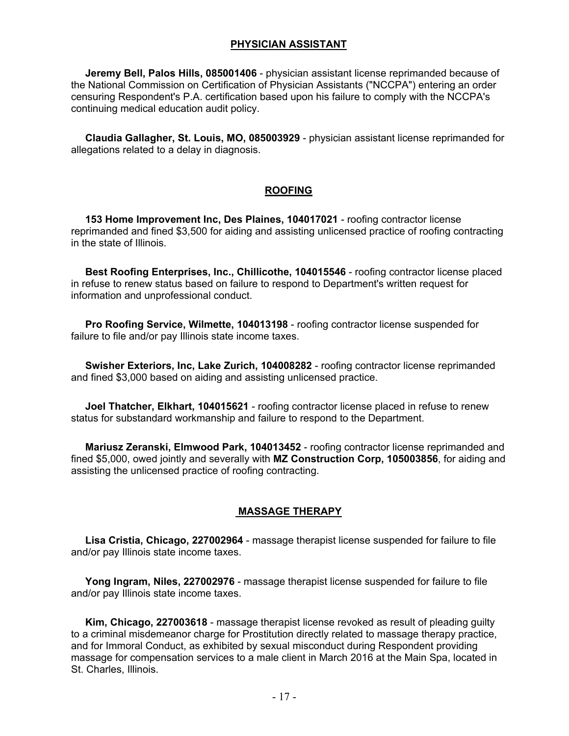## PHYSICIAN ASSISTANT

**Jeremy Bell, Palos Hills, 085001406** - physician assistant license reprimanded because of the National Commission on Certification of Physician Assistants ("NCCPA") entering an order censuring Respondent's P.A. certification based upon his failure to comply with the NCCPA's continuing medical education audit policy.

**Claudia Gallagher, St. Louis, MO, 085003929** - physician assistant license reprimanded for allegations related to a delay in diagnosis.

## ROOFING

**153 Home Improvement Inc, Des Plaines, 104017021** - roofing contractor license reprimanded and fined $3,500 for aiding and assisting unlicensed practice of roofing contracting in the state of Illinois.

**Best Roofing Enterprises, Inc., Chillicothe, 104015546** - roofing contractor license placed in refuse to renew status based on failure to respond to Department's written request for information and unprofessional conduct.

**Pro Roofing Service, Wilmette, 104013198** - roofing contractor license suspended for failure to file and/or pay Illinois state income taxes.

**Swisher Exteriors, Inc, Lake Zurich, 104008282** - roofing contractor license reprimanded and fined $3,000 based on aiding and assisting unlicensed practice.

**Joel Thatcher, Elkhart, 104015621** - roofing contractor license placed in refuse to renew status for substandard workmanship and failure to respond to the Department.

**Mariusz Zeranski, Elmwood Park, 104013452** - roofing contractor license reprimanded and fined $5,000, owed jointly and severally with **MZ Construction Corp, 105003856**, for aiding and assisting the unlicensed practice of roofing contracting.

## MASSAGE THERAPY

**Lisa Cristia, Chicago, 227002964** - massage therapist license suspended for failure to file and/or pay Illinois state income taxes.

**Yong Ingram, Niles, 227002976** - massage therapist license suspended for failure to file and/or pay Illinois state income taxes.

**Kim, Chicago, 227003618** - massage therapist license revoked as result of pleading guilty to a criminal misdemeanor charge for Prostitution directly related to massage therapy practice, and for Immoral Conduct, as exhibited by sexual misconduct during Respondent providing massage for compensation services to a male client in March 2016 at the Main Spa, located in St. Charles, Illinois.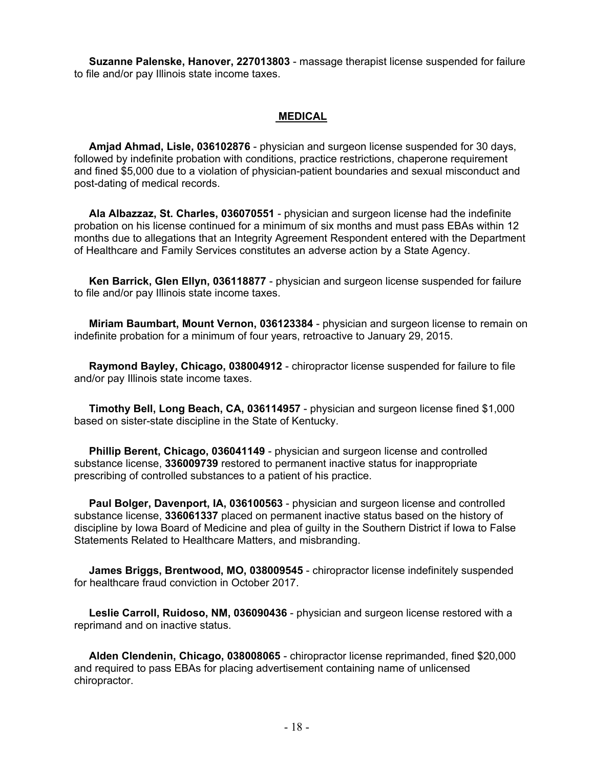**Suzanne Palenske, Hanover, 227013803** - massage therapist license suspended for failure to file and/or pay Illinois state income taxes.

## MEDICAL

**Amjad Ahmad, Lisle, 036102876** - physician and surgeon license suspended for 30 days, followed by indefinite probation with conditions, practice restrictions, chaperone requirement and fined $5,000 due to a violation of physician-patient boundaries and sexual misconduct and post-dating of medical records.

**Ala Albazzaz, St. Charles, 036070551** - physician and surgeon license had the indefinite probation on his license continued for a minimum of six months and must pass EBAs within 12 months due to allegations that an Integrity Agreement Respondent entered with the Department of Healthcare and Family Services constitutes an adverse action by a State Agency.

**Ken Barrick, Glen Ellyn, 036118877** - physician and surgeon license suspended for failure to file and/or pay Illinois state income taxes.

**Miriam Baumbart, Mount Vernon, 036123384** - physician and surgeon license to remain on indefinite probation for a minimum of four years, retroactive to January 29, 2015.

**Raymond Bayley, Chicago, 038004912** - chiropractor license suspended for failure to file and/or pay Illinois state income taxes.

**Timothy Bell, Long Beach, CA, 036114957** - physician and surgeon license fined $1,000 based on sister-state discipline in the State of Kentucky.

**Phillip Berent, Chicago, 036041149** - physician and surgeon license and controlled substance license, **336009739** restored to permanent inactive status for inappropriate prescribing of controlled substances to a patient of his practice.

**Paul Bolger, Davenport, IA, 036100563** - physician and surgeon license and controlled substance license, **336061337** placed on permanent inactive status based on the history of discipline by Iowa Board of Medicine and plea of guilty in the Southern District if Iowa to False Statements Related to Healthcare Matters, and misbranding.

**James Briggs, Brentwood, MO, 038009545** - chiropractor license indefinitely suspended for healthcare fraud conviction in October 2017.

**Leslie Carroll, Ruidoso, NM, 036090436** - physician and surgeon license restored with a reprimand and on inactive status.

**Alden Clendenin, Chicago, 038008065** - chiropractor license reprimanded, fined $20,000 and required to pass EBAs for placing advertisement containing name of unlicensed chiropractor.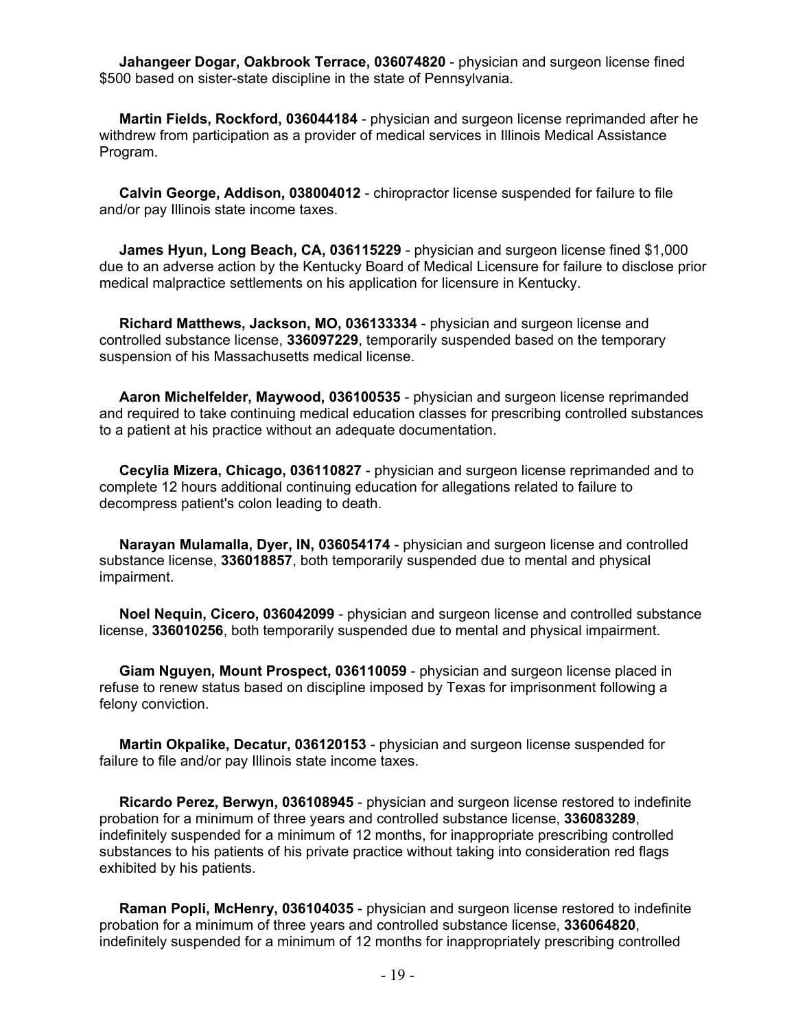**Jahangeer Dogar, Oakbrook Terrace, 036074820** - physician and surgeon license fined $500 based on sister-state discipline in the state of Pennsylvania.

**Martin Fields, Rockford, 036044184** - physician and surgeon license reprimanded after he withdrew from participation as a provider of medical services in Illinois Medical Assistance Program.

**Calvin George, Addison, 038004012** - chiropractor license suspended for failure to file and/or pay Illinois state income taxes.

**James Hyun, Long Beach, CA, 036115229** - physician and surgeon license fined $1,000 due to an adverse action by the Kentucky Board of Medical Licensure for failure to disclose prior medical malpractice settlements on his application for licensure in Kentucky.

**Richard Matthews, Jackson, MO, 036133334** - physician and surgeon license and controlled substance license, **336097229**, temporarily suspended based on the temporary suspension of his Massachusetts medical license.

**Aaron Michelfelder, Maywood, 036100535** - physician and surgeon license reprimanded and required to take continuing medical education classes for prescribing controlled substances to a patient at his practice without an adequate documentation.

**Cecylia Mizera, Chicago, 036110827** - physician and surgeon license reprimanded and to complete 12 hours additional continuing education for allegations related to failure to decompress patient's colon leading to death.

**Narayan Mulamalla, Dyer, IN, 036054174** - physician and surgeon license and controlled substance license, **336018857**, both temporarily suspended due to mental and physical impairment.

**Noel Nequin, Cicero, 036042099** - physician and surgeon license and controlled substance license, **336010256**, both temporarily suspended due to mental and physical impairment.

**Giam Nguyen, Mount Prospect, 036110059** - physician and surgeon license placed in refuse to renew status based on discipline imposed by Texas for imprisonment following a felony conviction.

**Martin Okpalike, Decatur, 036120153** - physician and surgeon license suspended for failure to file and/or pay Illinois state income taxes.

**Ricardo Perez, Berwyn, 036108945** - physician and surgeon license restored to indefinite probation for a minimum of three years and controlled substance license, **336083289**, indefinitely suspended for a minimum of 12 months, for inappropriate prescribing controlled substances to his patients of his private practice without taking into consideration red flags exhibited by his patients.

**Raman Popli, McHenry, 036104035** - physician and surgeon license restored to indefinite probation for a minimum of three years and controlled substance license, **336064820**, indefinitely suspended for a minimum of 12 months for inappropriately prescribing controlled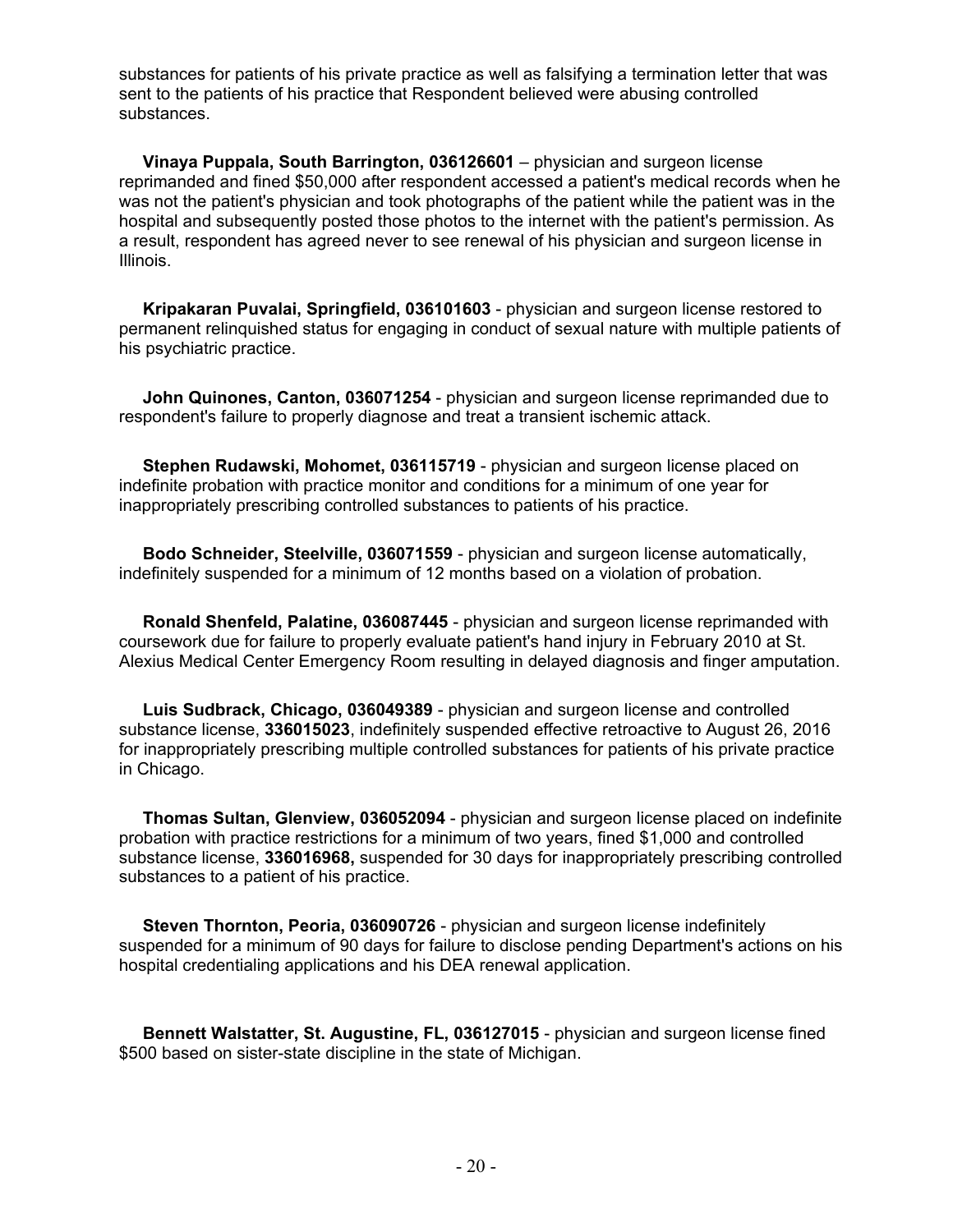substances for patients of his private practice as well as falsifying a termination letter that was sent to the patients of his practice that Respondent believed were abusing controlled substances.

**Vinaya Puppala, South Barrington, 036126601** – physician and surgeon license reprimanded and fined $50,000 after respondent accessed a patient's medical records when he was not the patient's physician and took photographs of the patient while the patient was in the hospital and subsequently posted those photos to the internet with the patient's permission. As a result, respondent has agreed never to see renewal of his physician and surgeon license in Illinois.

**Kripakaran Puvalai, Springfield, 036101603** - physician and surgeon license restored to permanent relinquished status for engaging in conduct of sexual nature with multiple patients of his psychiatric practice.

**John Quinones, Canton, 036071254** - physician and surgeon license reprimanded due to respondent's failure to properly diagnose and treat a transient ischemic attack.

**Stephen Rudawski, Mohomet, 036115719** - physician and surgeon license placed on indefinite probation with practice monitor and conditions for a minimum of one year for inappropriately prescribing controlled substances to patients of his practice.

**Bodo Schneider, Steelville, 036071559** - physician and surgeon license automatically, indefinitely suspended for a minimum of 12 months based on a violation of probation.

**Ronald Shenfeld, Palatine, 036087445** - physician and surgeon license reprimanded with coursework due for failure to properly evaluate patient's hand injury in February 2010 at St. Alexius Medical Center Emergency Room resulting in delayed diagnosis and finger amputation.

**Luis Sudbrack, Chicago, 036049389** - physician and surgeon license and controlled substance license, **336015023**, indefinitely suspended effective retroactive to August 26, 2016 for inappropriately prescribing multiple controlled substances for patients of his private practice in Chicago.

**Thomas Sultan, Glenview, 036052094** - physician and surgeon license placed on indefinite probation with practice restrictions for a minimum of two years, fined $1,000 and controlled substance license, **336016968,** suspended for 30 days for inappropriately prescribing controlled substances to a patient of his practice.

**Steven Thornton, Peoria, 036090726** - physician and surgeon license indefinitely suspended for a minimum of 90 days for failure to disclose pending Department's actions on his hospital credentialing applications and his DEA renewal application.

**Bennett Walstatter, St. Augustine, FL, 036127015** - physician and surgeon license fined $500 based on sister-state discipline in the state of Michigan.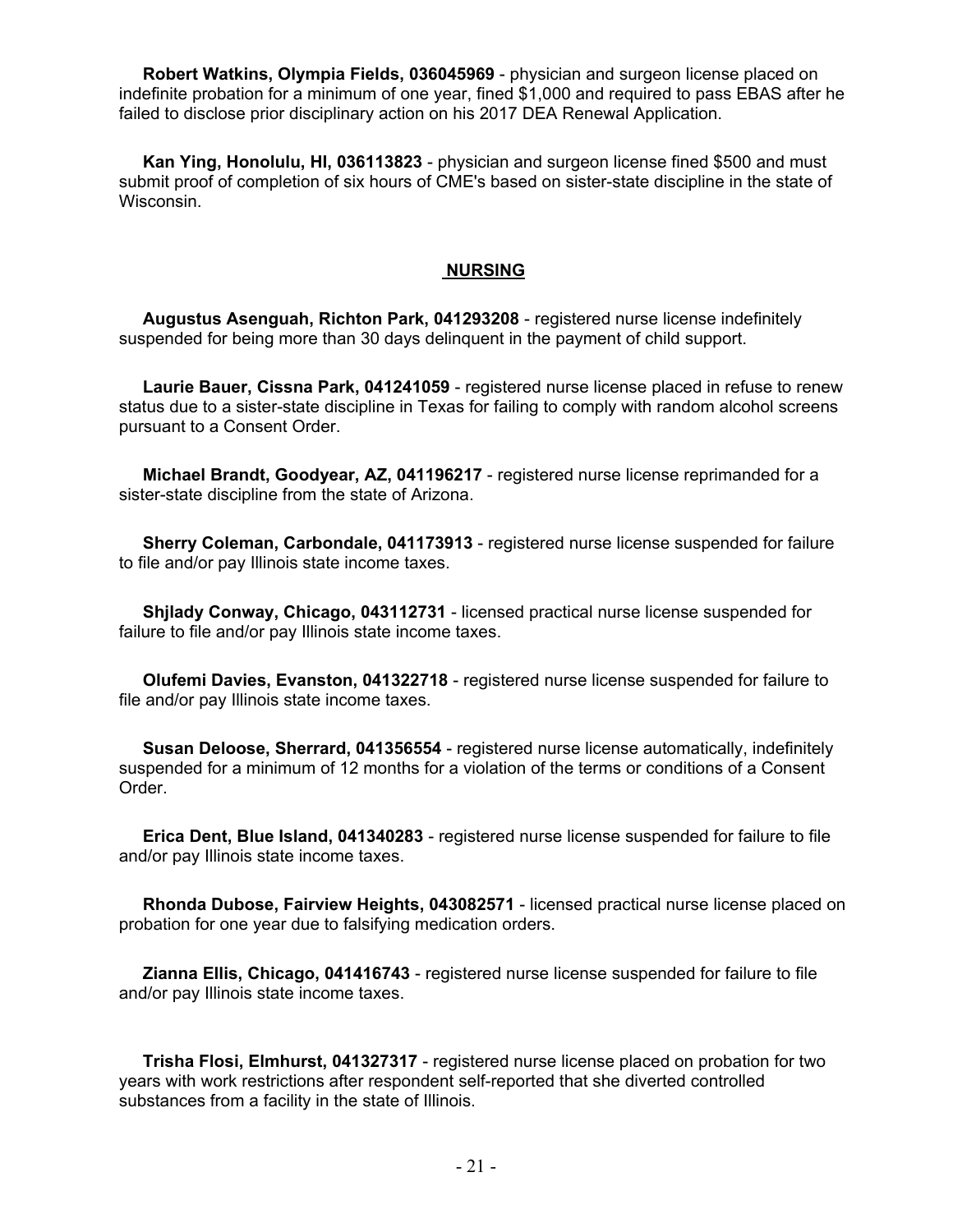**Robert Watkins, Olympia Fields, 036045969** - physician and surgeon license placed on indefinite probation for a minimum of one year, fined $1,000 and required to pass EBAS after he failed to disclose prior disciplinary action on his 2017 DEA Renewal Application.

**Kan Ying, Honolulu, HI, 036113823** - physician and surgeon license fined $500 and must submit proof of completion of six hours of CME's based on sister-state discipline in the state of Wisconsin.

## NURSING

**Augustus Asenguah, Richton Park, 041293208** - registered nurse license indefinitely suspended for being more than 30 days delinquent in the payment of child support.

**Laurie Bauer, Cissna Park, 041241059** - registered nurse license placed in refuse to renew status due to a sister-state discipline in Texas for failing to comply with random alcohol screens pursuant to a Consent Order.

**Michael Brandt, Goodyear, AZ, 041196217** - registered nurse license reprimanded for a sister-state discipline from the state of Arizona.

**Sherry Coleman, Carbondale, 041173913** - registered nurse license suspended for failure to file and/or pay Illinois state income taxes.

**Shjlady Conway, Chicago, 043112731** - licensed practical nurse license suspended for failure to file and/or pay Illinois state income taxes.

**Olufemi Davies, Evanston, 041322718** - registered nurse license suspended for failure to file and/or pay Illinois state income taxes.

**Susan Deloose, Sherrard, 041356554** - registered nurse license automatically, indefinitely suspended for a minimum of 12 months for a violation of the terms or conditions of a Consent Order.

**Erica Dent, Blue Island, 041340283** - registered nurse license suspended for failure to file and/or pay Illinois state income taxes.

**Rhonda Dubose, Fairview Heights, 043082571** - licensed practical nurse license placed on probation for one year due to falsifying medication orders.

**Zianna Ellis, Chicago, 041416743** - registered nurse license suspended for failure to file and/or pay Illinois state income taxes.

**Trisha Flosi, Elmhurst, 041327317** - registered nurse license placed on probation for two years with work restrictions after respondent self-reported that she diverted controlled substances from a facility in the state of Illinois.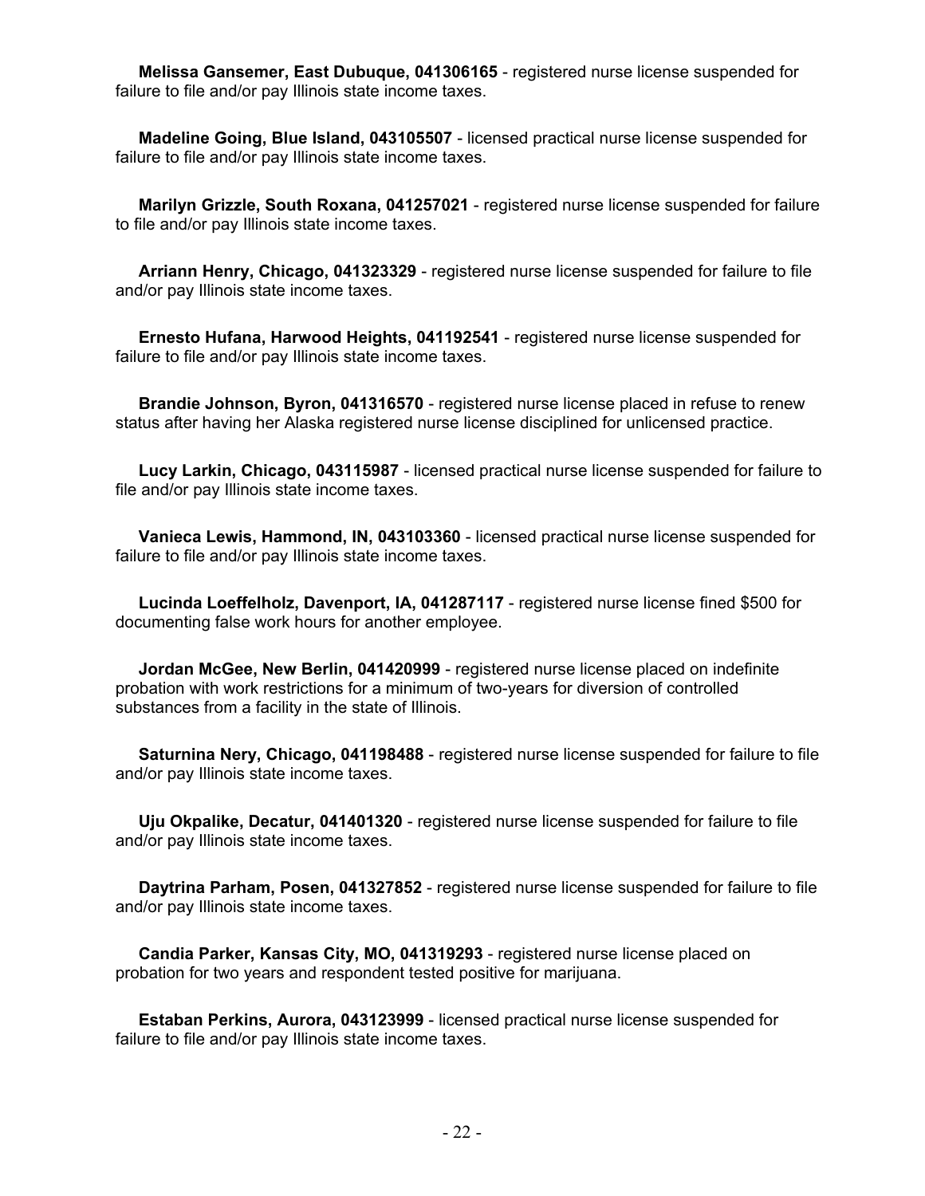**Melissa Gansemer, East Dubuque, 041306165** - registered nurse license suspended for failure to file and/or pay Illinois state income taxes.

**Madeline Going, Blue Island, 043105507** - licensed practical nurse license suspended for failure to file and/or pay Illinois state income taxes.

**Marilyn Grizzle, South Roxana, 041257021** - registered nurse license suspended for failure to file and/or pay Illinois state income taxes.

**Arriann Henry, Chicago, 041323329** - registered nurse license suspended for failure to file and/or pay Illinois state income taxes.

**Ernesto Hufana, Harwood Heights, 041192541** - registered nurse license suspended for failure to file and/or pay Illinois state income taxes.

**Brandie Johnson, Byron, 041316570** - registered nurse license placed in refuse to renew status after having her Alaska registered nurse license disciplined for unlicensed practice.

**Lucy Larkin, Chicago, 043115987** - licensed practical nurse license suspended for failure to file and/or pay Illinois state income taxes.

**Vanieca Lewis, Hammond, IN, 043103360** - licensed practical nurse license suspended for failure to file and/or pay Illinois state income taxes.

**Lucinda Loeffelholz, Davenport, IA, 041287117** - registered nurse license fined $500 for documenting false work hours for another employee.

**Jordan McGee, New Berlin, 041420999** - registered nurse license placed on indefinite probation with work restrictions for a minimum of two-years for diversion of controlled substances from a facility in the state of Illinois.

**Saturnina Nery, Chicago, 041198488** - registered nurse license suspended for failure to file and/or pay Illinois state income taxes.

**Uju Okpalike, Decatur, 041401320** - registered nurse license suspended for failure to file and/or pay Illinois state income taxes.

**Daytrina Parham, Posen, 041327852** - registered nurse license suspended for failure to file and/or pay Illinois state income taxes.

**Candia Parker, Kansas City, MO, 041319293** - registered nurse license placed on probation for two years and respondent tested positive for marijuana.

**Estaban Perkins, Aurora, 043123999** - licensed practical nurse license suspended for failure to file and/or pay Illinois state income taxes.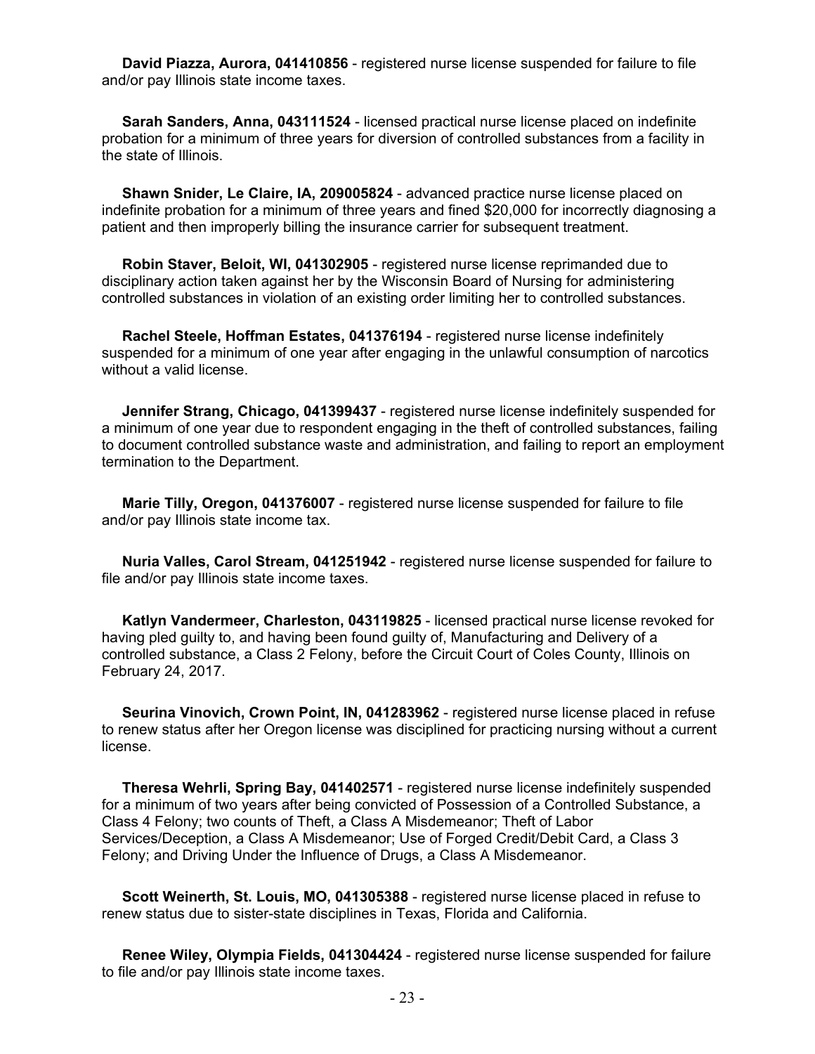**David Piazza, Aurora, 041410856** - registered nurse license suspended for failure to file and/or pay Illinois state income taxes.

**Sarah Sanders, Anna, 043111524** - licensed practical nurse license placed on indefinite probation for a minimum of three years for diversion of controlled substances from a facility in the state of Illinois.

**Shawn Snider, Le Claire, IA, 209005824** - advanced practice nurse license placed on indefinite probation for a minimum of three years and fined $20,000 for incorrectly diagnosing a patient and then improperly billing the insurance carrier for subsequent treatment.

**Robin Staver, Beloit, WI, 041302905** - registered nurse license reprimanded due to disciplinary action taken against her by the Wisconsin Board of Nursing for administering controlled substances in violation of an existing order limiting her to controlled substances.

**Rachel Steele, Hoffman Estates, 041376194** - registered nurse license indefinitely suspended for a minimum of one year after engaging in the unlawful consumption of narcotics without a valid license.

**Jennifer Strang, Chicago, 041399437** - registered nurse license indefinitely suspended for a minimum of one year due to respondent engaging in the theft of controlled substances, failing to document controlled substance waste and administration, and failing to report an employment termination to the Department.

**Marie Tilly, Oregon, 041376007** - registered nurse license suspended for failure to file and/or pay Illinois state income tax.

**Nuria Valles, Carol Stream, 041251942** - registered nurse license suspended for failure to file and/or pay Illinois state income taxes.

**Katlyn Vandermeer, Charleston, 043119825** - licensed practical nurse license revoked for having pled guilty to, and having been found guilty of, Manufacturing and Delivery of a controlled substance, a Class 2 Felony, before the Circuit Court of Coles County, Illinois on February 24, 2017.

**Seurina Vinovich, Crown Point, IN, 041283962** - registered nurse license placed in refuse to renew status after her Oregon license was disciplined for practicing nursing without a current license.

**Theresa Wehrli, Spring Bay, 041402571** - registered nurse license indefinitely suspended for a minimum of two years after being convicted of Possession of a Controlled Substance, a Class 4 Felony; two counts of Theft, a Class A Misdemeanor; Theft of Labor Services/Deception, a Class A Misdemeanor; Use of Forged Credit/Debit Card, a Class 3 Felony; and Driving Under the Influence of Drugs, a Class A Misdemeanor.

**Scott Weinerth, St. Louis, MO, 041305388** - registered nurse license placed in refuse to renew status due to sister-state disciplines in Texas, Florida and California.

**Renee Wiley, Olympia Fields, 041304424** - registered nurse license suspended for failure to file and/or pay Illinois state income taxes.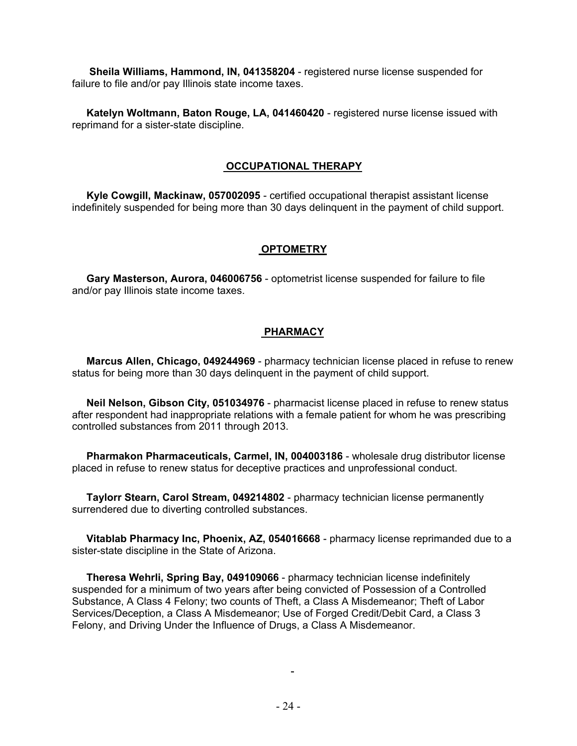**Sheila Williams, Hammond, IN, 041358204** - registered nurse license suspended for failure to file and/or pay Illinois state income taxes.

**Katelyn Woltmann, Baton Rouge, LA, 041460420** - registered nurse license issued with reprimand for a sister-state discipline.

## OCCUPATIONAL THERAPY

**Kyle Cowgill, Mackinaw, 057002095** - certified occupational therapist assistant license indefinitely suspended for being more than 30 days delinquent in the payment of child support.

## OPTOMETRY

**Gary Masterson, Aurora, 046006756** - optometrist license suspended for failure to file and/or pay Illinois state income taxes.

## PHARMACY

**Marcus Allen, Chicago, 049244969** - pharmacy technician license placed in refuse to renew status for being more than 30 days delinquent in the payment of child support.

**Neil Nelson, Gibson City, 051034976** - pharmacist license placed in refuse to renew status after respondent had inappropriate relations with a female patient for whom he was prescribing controlled substances from 2011 through 2013.

**Pharmakon Pharmaceuticals, Carmel, IN, 004003186** - wholesale drug distributor license placed in refuse to renew status for deceptive practices and unprofessional conduct.

**Taylorr Stearn, Carol Stream, 049214802** - pharmacy technician license permanently surrendered due to diverting controlled substances.

**Vitablab Pharmacy Inc, Phoenix, AZ, 054016668** - pharmacy license reprimanded due to a sister-state discipline in the State of Arizona.

**Theresa Wehrli, Spring Bay, 049109066** - pharmacy technician license indefinitely suspended for a minimum of two years after being convicted of Possession of a Controlled Substance, A Class 4 Felony; two counts of Theft, a Class A Misdemeanor; Theft of Labor Services/Deception, a Class A Misdemeanor; Use of Forged Credit/Debit Card, a Class 3 Felony, and Driving Under the Influence of Drugs, a Class A Misdemeanor.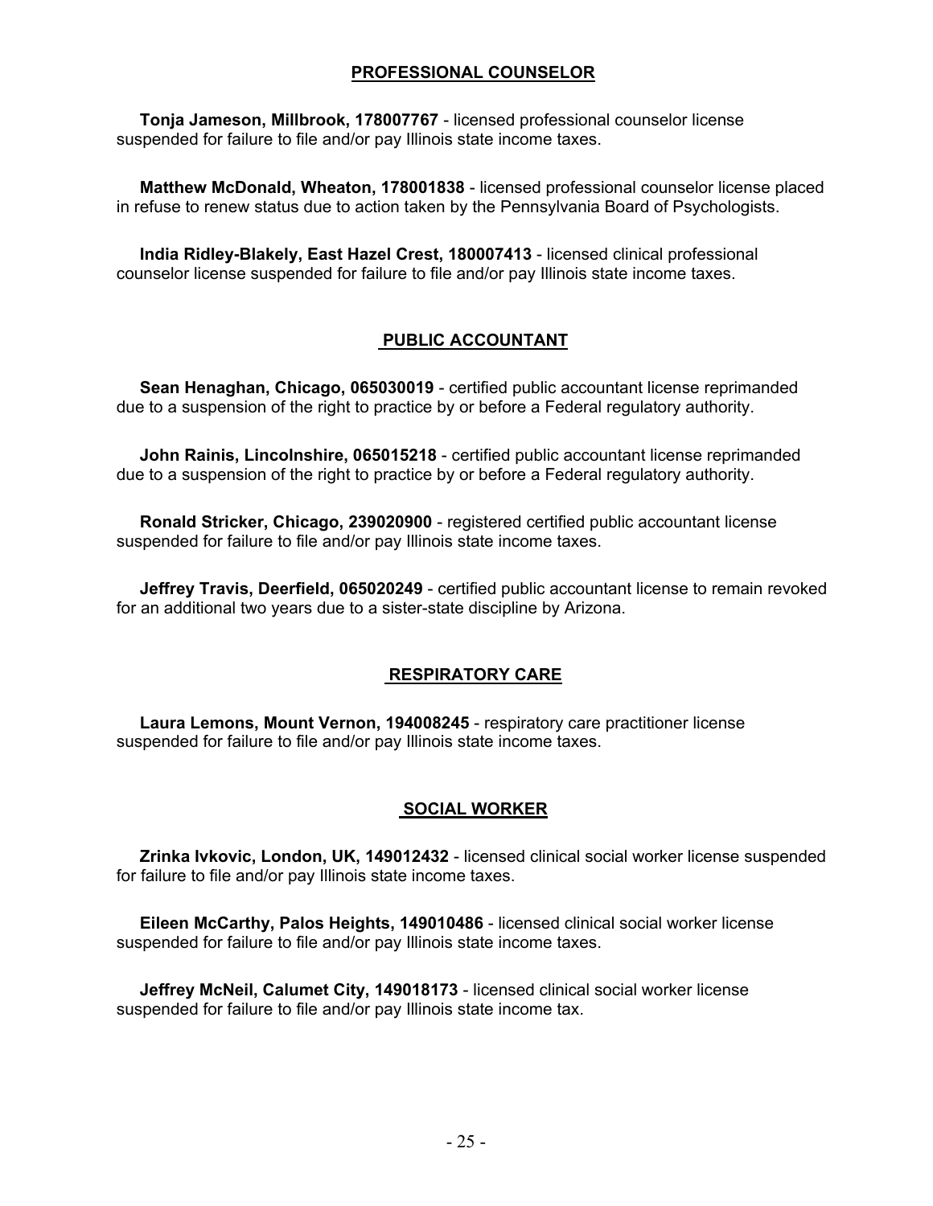## PROFESSIONAL COUNSELOR

**Tonja Jameson, Millbrook, 178007767** - licensed professional counselor license suspended for failure to file and/or pay Illinois state income taxes.

**Matthew McDonald, Wheaton, 178001838** - licensed professional counselor license placed in refuse to renew status due to action taken by the Pennsylvania Board of Psychologists.

**India Ridley-Blakely, East Hazel Crest, 180007413** - licensed clinical professional counselor license suspended for failure to file and/or pay Illinois state income taxes.

## PUBLIC ACCOUNTANT

**Sean Henaghan, Chicago, 065030019** - certified public accountant license reprimanded due to a suspension of the right to practice by or before a Federal regulatory authority.

**John Rainis, Lincolnshire, 065015218** - certified public accountant license reprimanded due to a suspension of the right to practice by or before a Federal regulatory authority.

**Ronald Stricker, Chicago, 239020900** - registered certified public accountant license suspended for failure to file and/or pay Illinois state income taxes.

**Jeffrey Travis, Deerfield, 065020249** - certified public accountant license to remain revoked for an additional two years due to a sister-state discipline by Arizona.

## RESPIRATORY CARE

**Laura Lemons, Mount Vernon, 194008245** - respiratory care practitioner license suspended for failure to file and/or pay Illinois state income taxes.

## SOCIAL WORKER

**Zrinka Ivkovic, London, UK, 149012432** - licensed clinical social worker license suspended for failure to file and/or pay Illinois state income taxes.

**Eileen McCarthy, Palos Heights, 149010486** - licensed clinical social worker license suspended for failure to file and/or pay Illinois state income taxes.

**Jeffrey McNeil, Calumet City, 149018173** - licensed clinical social worker license suspended for failure to file and/or pay Illinois state income tax.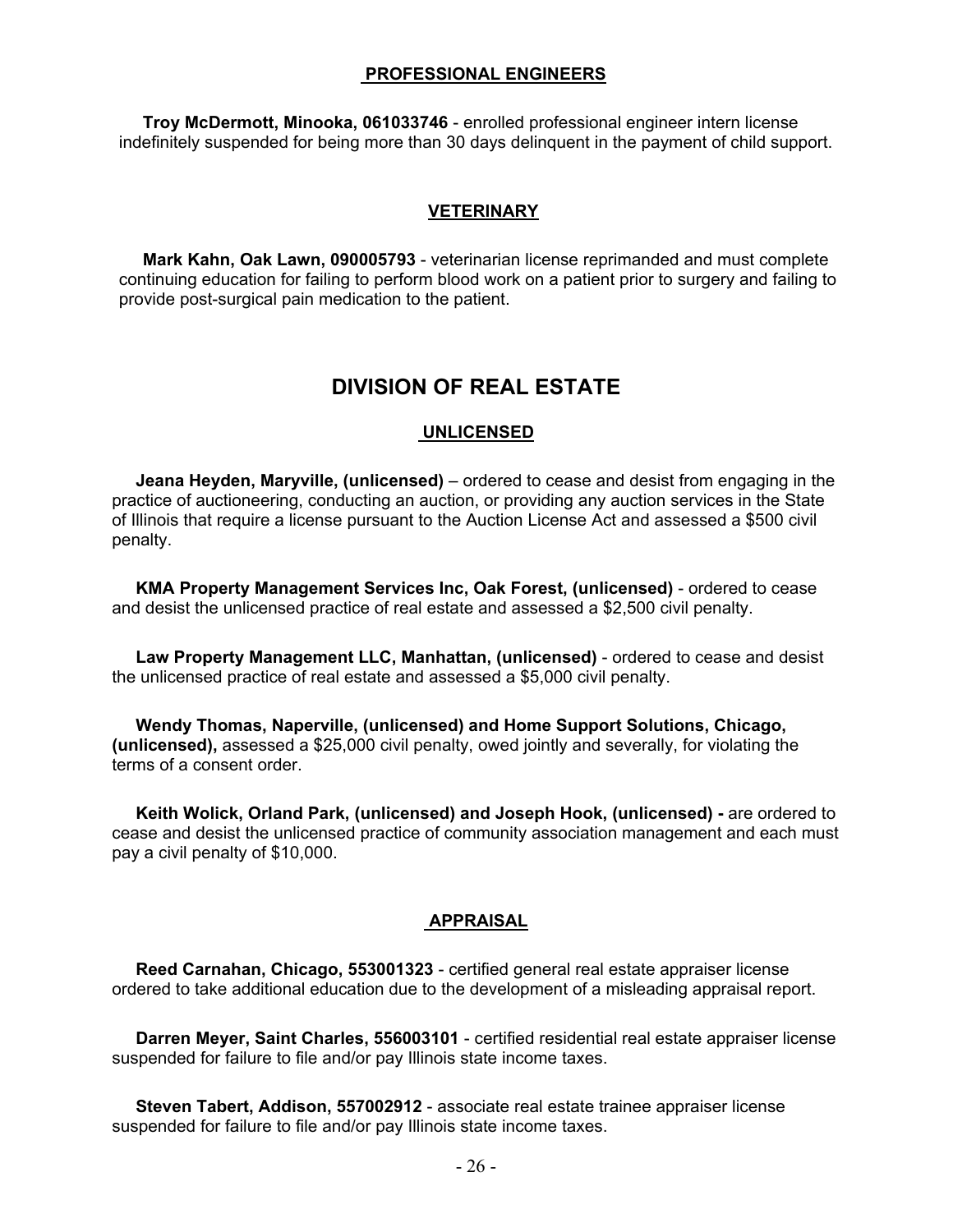### PROFESSIONAL ENGINEERS

**Troy McDermott, Minooka, 061033746** - enrolled professional engineer intern license indefinitely suspended for being more than 30 days delinquent in the payment of child support.

### VETERINARY

**Mark Kahn, Oak Lawn, 090005793** - veterinarian license reprimanded and must complete continuing education for failing to perform blood work on a patient prior to surgery and failing to provide post-surgical pain medication to the patient.

## DIVISION OF REAL ESTATE

### UNLICENSED

**Jeana Heyden, Maryville, (unlicensed)** – ordered to cease and desist from engaging in the practice of auctioneering, conducting an auction, or providing any auction services in the State of Illinois that require a license pursuant to the Auction License Act and assessed a $500 civil penalty.

**KMA Property Management Services Inc, Oak Forest, (unlicensed)** - ordered to cease and desist the unlicensed practice of real estate and assessed a $2,500 civil penalty.

**Law Property Management LLC, Manhattan, (unlicensed)** - ordered to cease and desist the unlicensed practice of real estate and assessed a $5,000 civil penalty.

**Wendy Thomas, Naperville, (unlicensed) and Home Support Solutions, Chicago, (unlicensed),** assessed a $25,000 civil penalty, owed jointly and severally, for violating the terms of a consent order.

**Keith Wolick, Orland Park, (unlicensed) and Joseph Hook, (unlicensed) -** are ordered to cease and desist the unlicensed practice of community association management and each must pay a civil penalty of $10,000.

### APPRAISAL

**Reed Carnahan, Chicago, 553001323** - certified general real estate appraiser license ordered to take additional education due to the development of a misleading appraisal report.

**Darren Meyer, Saint Charles, 556003101** - certified residential real estate appraiser license suspended for failure to file and/or pay Illinois state income taxes.

**Steven Tabert, Addison, 557002912** - associate real estate trainee appraiser license suspended for failure to file and/or pay Illinois state income taxes.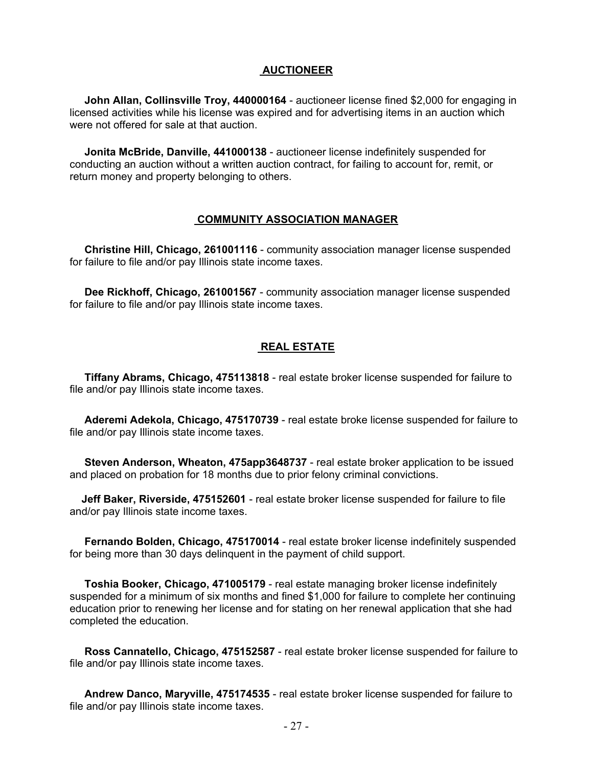## AUCTIONEER

**John Allan, Collinsville Troy, 440000164** - auctioneer license fined $2,000 for engaging in licensed activities while his license was expired and for advertising items in an auction which were not offered for sale at that auction.

**Jonita McBride, Danville, 441000138** - auctioneer license indefinitely suspended for conducting an auction without a written auction contract, for failing to account for, remit, or return money and property belonging to others.

## COMMUNITY ASSOCIATION MANAGER

**Christine Hill, Chicago, 261001116** - community association manager license suspended for failure to file and/or pay Illinois state income taxes.

**Dee Rickhoff, Chicago, 261001567** - community association manager license suspended for failure to file and/or pay Illinois state income taxes.

## REAL ESTATE

**Tiffany Abrams, Chicago, 475113818** - real estate broker license suspended for failure to file and/or pay Illinois state income taxes.

**Aderemi Adekola, Chicago, 475170739** - real estate broke license suspended for failure to file and/or pay Illinois state income taxes.

**Steven Anderson, Wheaton, 475app3648737** - real estate broker application to be issued and placed on probation for 18 months due to prior felony criminal convictions.

**Jeff Baker, Riverside, 475152601** - real estate broker license suspended for failure to file and/or pay Illinois state income taxes.

**Fernando Bolden, Chicago, 475170014** - real estate broker license indefinitely suspended for being more than 30 days delinquent in the payment of child support.

**Toshia Booker, Chicago, 471005179** - real estate managing broker license indefinitely suspended for a minimum of six months and fined $1,000 for failure to complete her continuing education prior to renewing her license and for stating on her renewal application that she had completed the education.

**Ross Cannatello, Chicago, 475152587** - real estate broker license suspended for failure to file and/or pay Illinois state income taxes.

**Andrew Danco, Maryville, 475174535** - real estate broker license suspended for failure to file and/or pay Illinois state income taxes.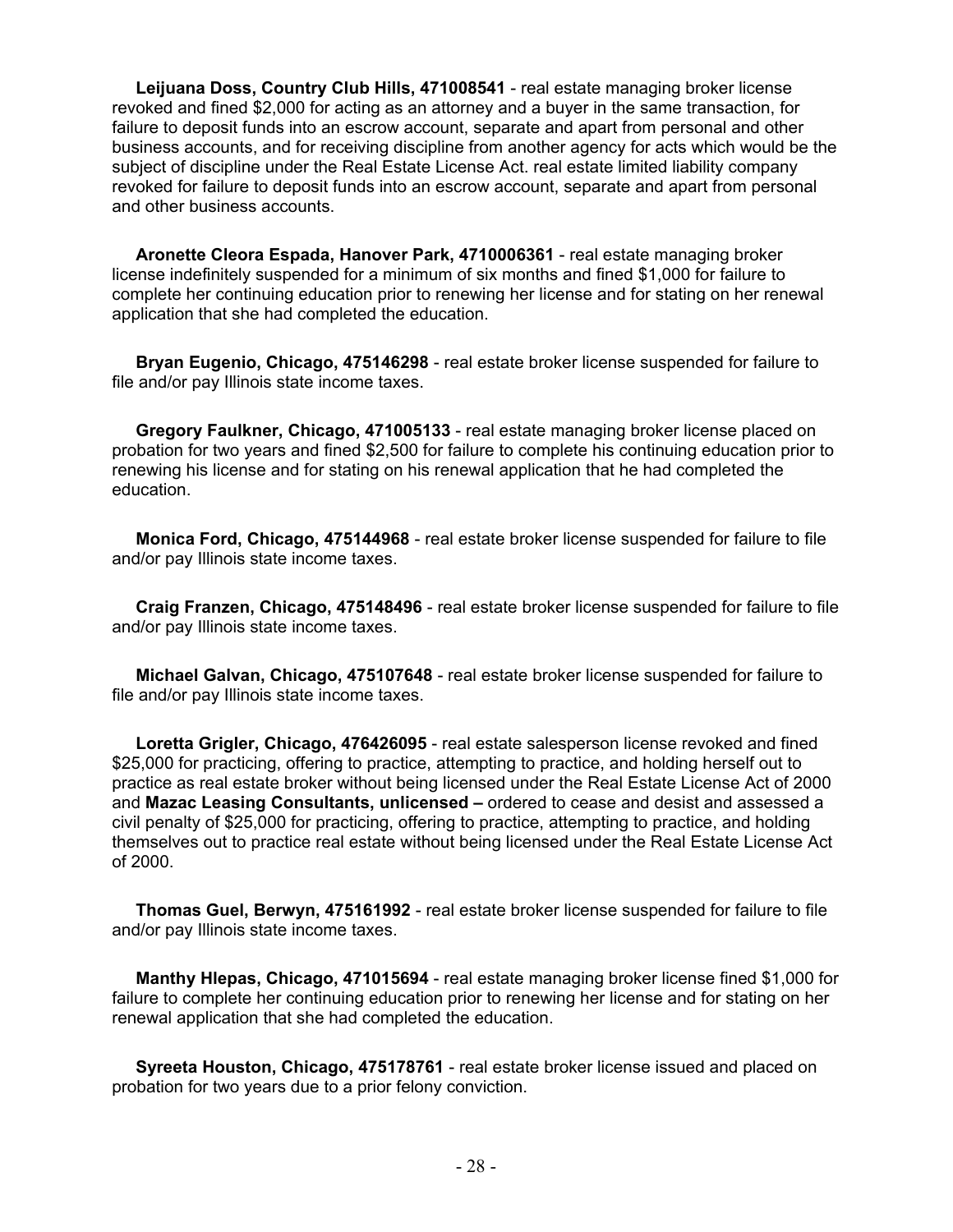**Leijuana Doss, Country Club Hills, 471008541** - real estate managing broker license revoked and fined $2,000 for acting as an attorney and a buyer in the same transaction, for failure to deposit funds into an escrow account, separate and apart from personal and other business accounts, and for receiving discipline from another agency for acts which would be the subject of discipline under the Real Estate License Act. real estate limited liability company revoked for failure to deposit funds into an escrow account, separate and apart from personal and other business accounts.

**Aronette Cleora Espada, Hanover Park, 4710006361** - real estate managing broker license indefinitely suspended for a minimum of six months and fined $1,000 for failure to complete her continuing education prior to renewing her license and for stating on her renewal application that she had completed the education.

**Bryan Eugenio, Chicago, 475146298** - real estate broker license suspended for failure to file and/or pay Illinois state income taxes.

**Gregory Faulkner, Chicago, 471005133** - real estate managing broker license placed on probation for two years and fined $2,500 for failure to complete his continuing education prior to renewing his license and for stating on his renewal application that he had completed the education.

**Monica Ford, Chicago, 475144968** - real estate broker license suspended for failure to file and/or pay Illinois state income taxes.

**Craig Franzen, Chicago, 475148496** - real estate broker license suspended for failure to file and/or pay Illinois state income taxes.

**Michael Galvan, Chicago, 475107648** - real estate broker license suspended for failure to file and/or pay Illinois state income taxes.

**Loretta Grigler, Chicago, 476426095** - real estate salesperson license revoked and fined $25,000 for practicing, offering to practice, attempting to practice, and holding herself out to practice as real estate broker without being licensed under the Real Estate License Act of 2000 and **Mazac Leasing Consultants, unlicensed –** ordered to cease and desist and assessed a civil penalty of $25,000 for practicing, offering to practice, attempting to practice, and holding themselves out to practice real estate without being licensed under the Real Estate License Act of 2000.

**Thomas Guel, Berwyn, 475161992** - real estate broker license suspended for failure to file and/or pay Illinois state income taxes.

**Manthy Hlepas, Chicago, 471015694** - real estate managing broker license fined $1,000 for failure to complete her continuing education prior to renewing her license and for stating on her renewal application that she had completed the education.

**Syreeta Houston, Chicago, 475178761** - real estate broker license issued and placed on probation for two years due to a prior felony conviction.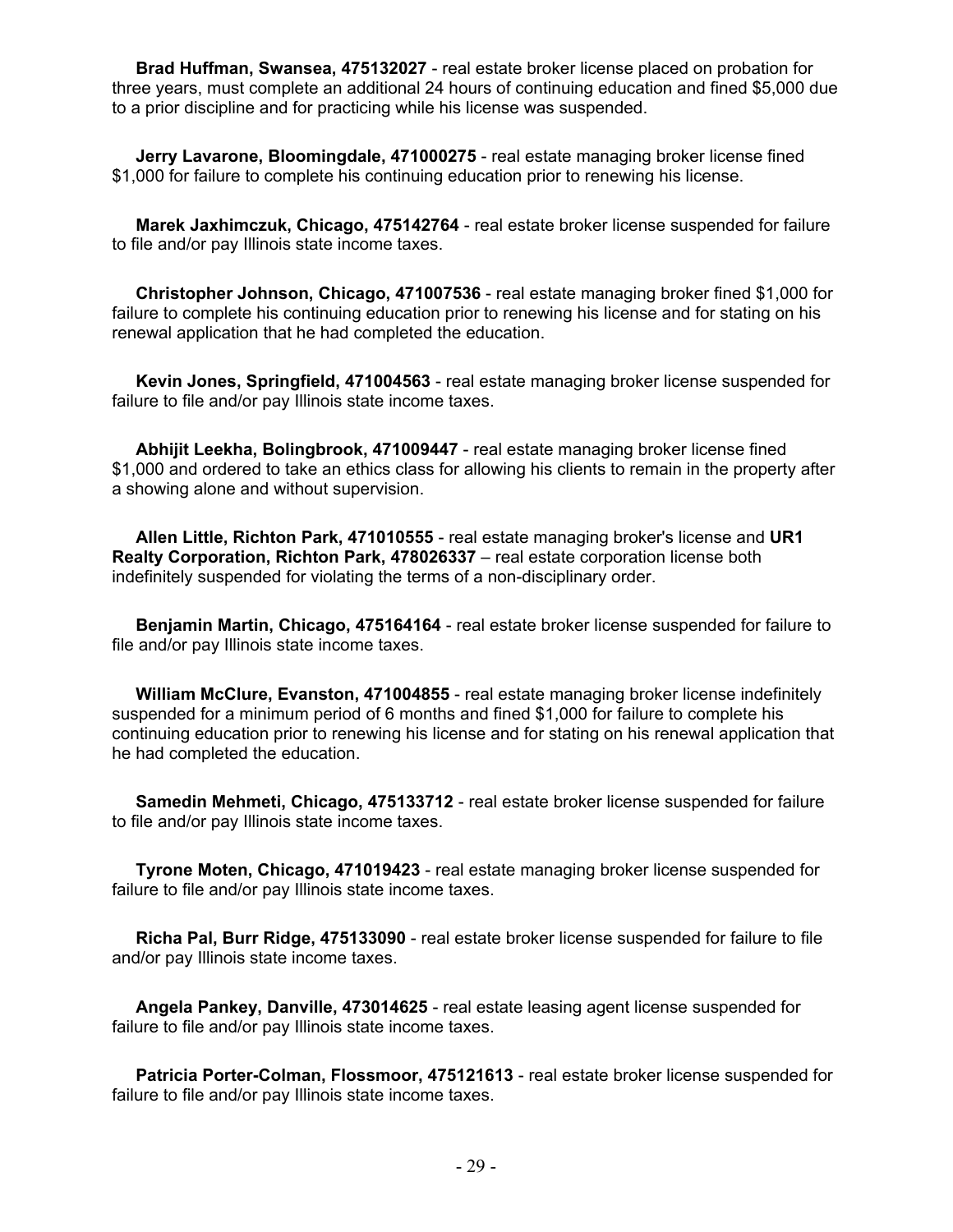**Brad Huffman, Swansea, 475132027** - real estate broker license placed on probation for three years, must complete an additional 24 hours of continuing education and fined $5,000 due to a prior discipline and for practicing while his license was suspended.

**Jerry Lavarone, Bloomingdale, 471000275** - real estate managing broker license fined $1,000 for failure to complete his continuing education prior to renewing his license.

**Marek Jaxhimczuk, Chicago, 475142764** - real estate broker license suspended for failure to file and/or pay Illinois state income taxes.

**Christopher Johnson, Chicago, 471007536** - real estate managing broker fined $1,000 for failure to complete his continuing education prior to renewing his license and for stating on his renewal application that he had completed the education.

**Kevin Jones, Springfield, 471004563** - real estate managing broker license suspended for failure to file and/or pay Illinois state income taxes.

**Abhijit Leekha, Bolingbrook, 471009447** - real estate managing broker license fined $1,000 and ordered to take an ethics class for allowing his clients to remain in the property after a showing alone and without supervision.

**Allen Little, Richton Park, 471010555** - real estate managing broker's license and **UR1 Realty Corporation, Richton Park, 478026337** – real estate corporation license both indefinitely suspended for violating the terms of a non-disciplinary order.

**Benjamin Martin, Chicago, 475164164** - real estate broker license suspended for failure to file and/or pay Illinois state income taxes.

**William McClure, Evanston, 471004855** - real estate managing broker license indefinitely suspended for a minimum period of 6 months and fined $1,000 for failure to complete his continuing education prior to renewing his license and for stating on his renewal application that he had completed the education.

**Samedin Mehmeti, Chicago, 475133712** - real estate broker license suspended for failure to file and/or pay Illinois state income taxes.

**Tyrone Moten, Chicago, 471019423** - real estate managing broker license suspended for failure to file and/or pay Illinois state income taxes.

**Richa Pal, Burr Ridge, 475133090** - real estate broker license suspended for failure to file and/or pay Illinois state income taxes.

**Angela Pankey, Danville, 473014625** - real estate leasing agent license suspended for failure to file and/or pay Illinois state income taxes.

**Patricia Porter-Colman, Flossmoor, 475121613** - real estate broker license suspended for failure to file and/or pay Illinois state income taxes.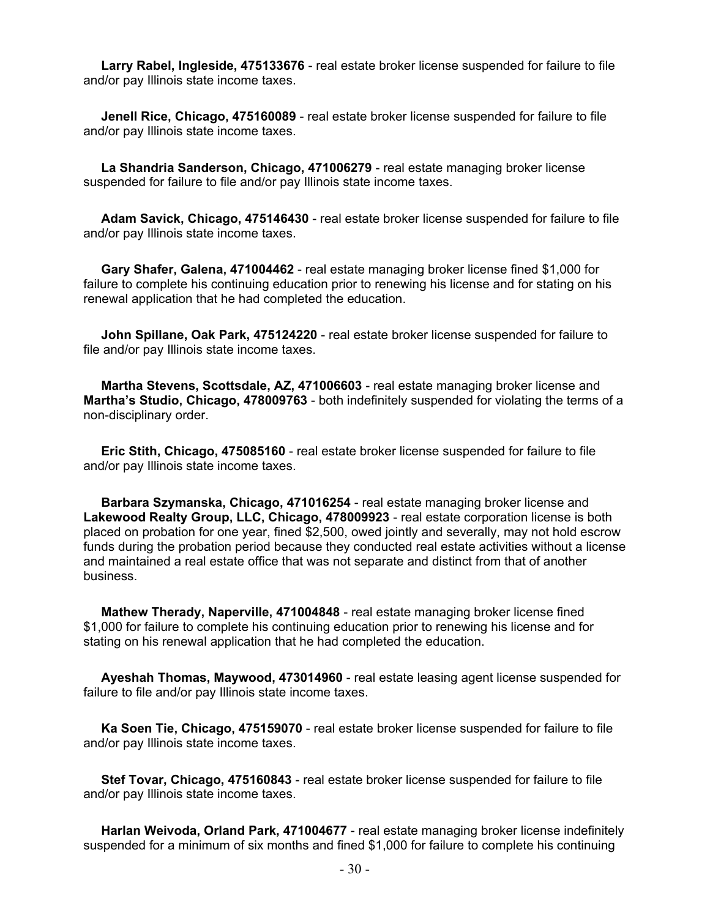**Larry Rabel, Ingleside, 475133676** - real estate broker license suspended for failure to file and/or pay Illinois state income taxes.

**Jenell Rice, Chicago, 475160089** - real estate broker license suspended for failure to file and/or pay Illinois state income taxes.

**La Shandria Sanderson, Chicago, 471006279** - real estate managing broker license suspended for failure to file and/or pay Illinois state income taxes.

**Adam Savick, Chicago, 475146430** - real estate broker license suspended for failure to file and/or pay Illinois state income taxes.

**Gary Shafer, Galena, 471004462** - real estate managing broker license fined $1,000 for failure to complete his continuing education prior to renewing his license and for stating on his renewal application that he had completed the education.

**John Spillane, Oak Park, 475124220** - real estate broker license suspended for failure to file and/or pay Illinois state income taxes.

**Martha Stevens, Scottsdale, AZ, 471006603** - real estate managing broker license and **Martha's Studio, Chicago, 478009763** - both indefinitely suspended for violating the terms of a non-disciplinary order.

**Eric Stith, Chicago, 475085160** - real estate broker license suspended for failure to file and/or pay Illinois state income taxes.

**Barbara Szymanska, Chicago, 471016254** - real estate managing broker license and **Lakewood Realty Group, LLC, Chicago, 478009923** - real estate corporation license is both placed on probation for one year, fined $2,500, owed jointly and severally, may not hold escrow funds during the probation period because they conducted real estate activities without a license and maintained a real estate office that was not separate and distinct from that of another business.

**Mathew Therady, Naperville, 471004848** - real estate managing broker license fined $1,000 for failure to complete his continuing education prior to renewing his license and for stating on his renewal application that he had completed the education.

**Ayeshah Thomas, Maywood, 473014960** - real estate leasing agent license suspended for failure to file and/or pay Illinois state income taxes.

**Ka Soen Tie, Chicago, 475159070** - real estate broker license suspended for failure to file and/or pay Illinois state income taxes.

**Stef Tovar, Chicago, 475160843** - real estate broker license suspended for failure to file and/or pay Illinois state income taxes.

**Harlan Weivoda, Orland Park, 471004677** - real estate managing broker license indefinitely suspended for a minimum of six months and fined $1,000 for failure to complete his continuing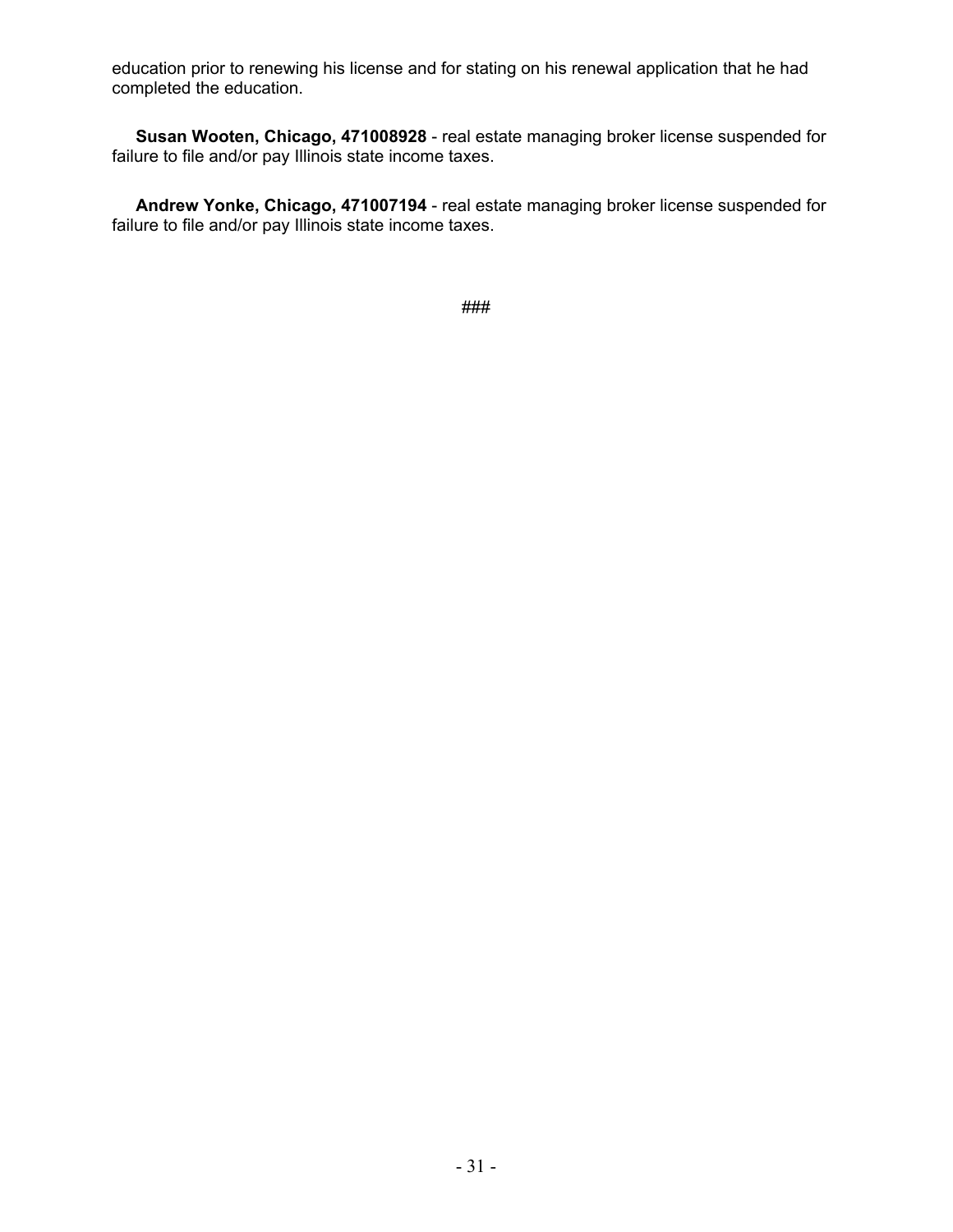education prior to renewing his license and for stating on his renewal application that he had completed the education.

**Susan Wooten, Chicago, 471008928** - real estate managing broker license suspended for failure to file and/or pay Illinois state income taxes.

**Andrew Yonke, Chicago, 471007194** - real estate managing broker license suspended for failure to file and/or pay Illinois state income taxes.

###